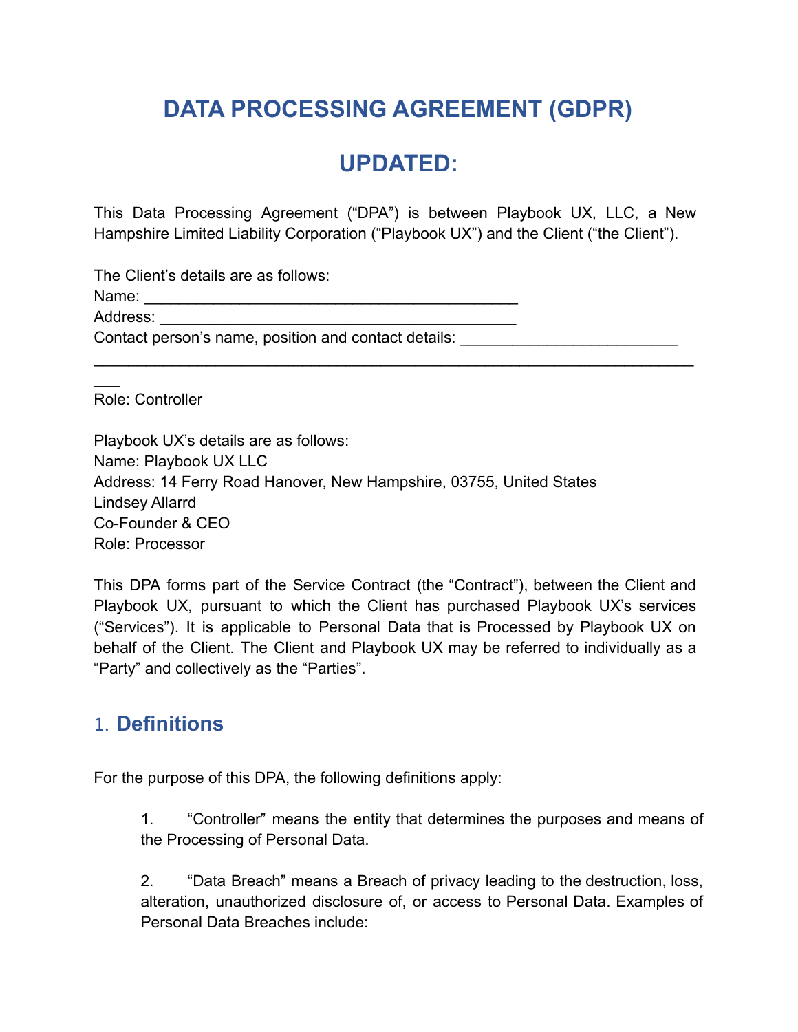# DATA PROCESSING AGREEMENT (GDPR)

# UPDATED:

This Data Processing Agreement ("DPA") is between Playbook UX, LLC, a New Hampshire Limited Liability Corporation ("Playbook UX") and the Client ("the Client").

The Client's details are as follows:
Name: ___________________________________________
Address: _________________________________________
Contact person's name, position and contact details: _________________________
______________________________________________________________________
Role: Controller

Playbook UX's details are as follows:
Name: Playbook UX LLC
Address: 14 Ferry Road Hanover, New Hampshire, 03755, United States
Lindsey Allarrd
Co-Founder & CEO
Role: Processor

This DPA forms part of the Service Contract (the "Contract"), between the Client and Playbook UX, pursuant to which the Client has purchased Playbook UX's services ("Services"). It is applicable to Personal Data that is Processed by Playbook UX on behalf of the Client. The Client and Playbook UX may be referred to individually as a "Party" and collectively as the "Parties".

## 1. Definitions

For the purpose of this DPA, the following definitions apply:

1. "Controller" means the entity that determines the purposes and means of the Processing of Personal Data.

2. "Data Breach" means a Breach of privacy leading to the destruction, loss, alteration, unauthorized disclosure of, or access to Personal Data. Examples of Personal Data Breaches include: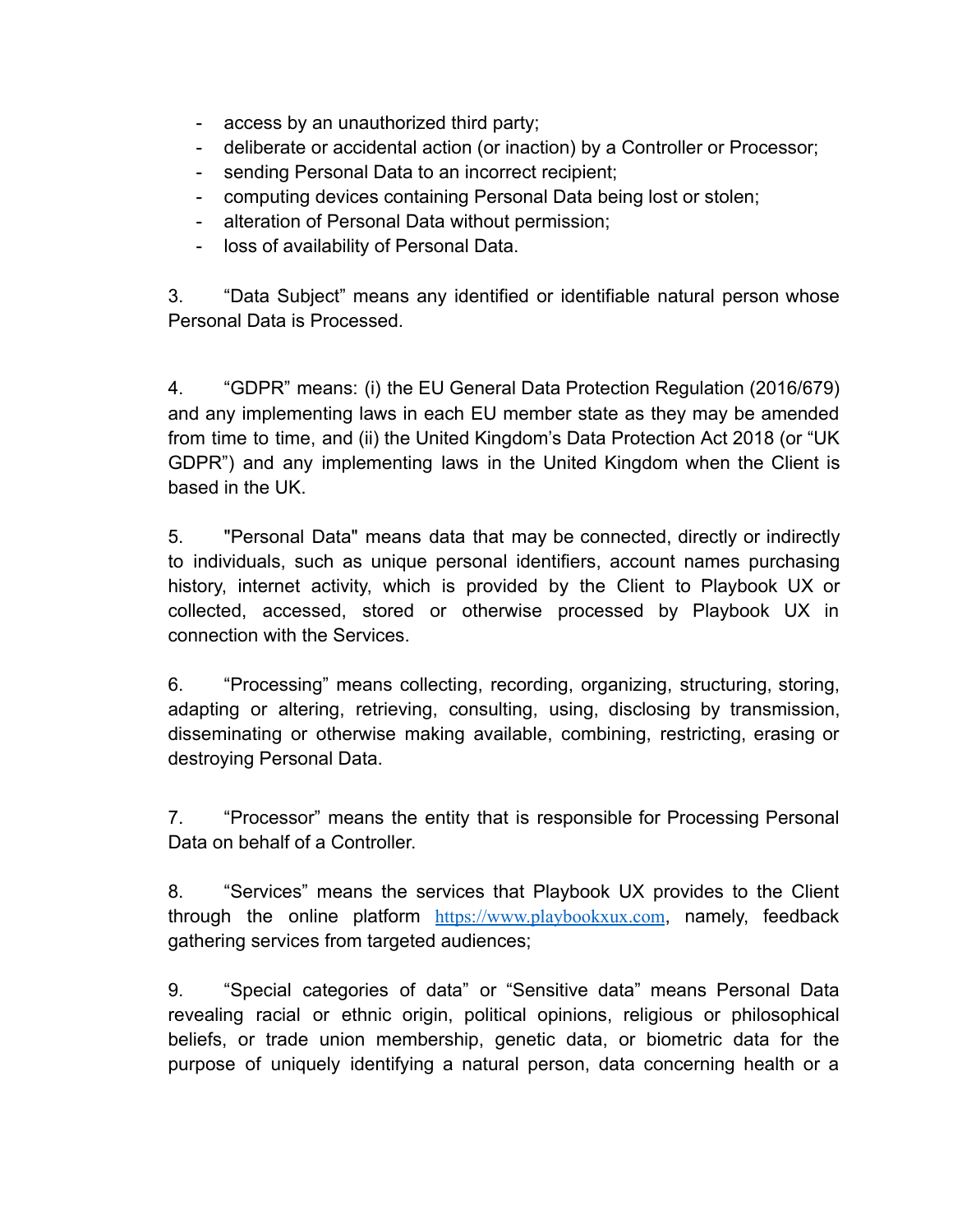- access by an unauthorized third party;
- deliberate or accidental action (or inaction) by a Controller or Processor;
- sending Personal Data to an incorrect recipient;
- computing devices containing Personal Data being lost or stolen;
- alteration of Personal Data without permission;
- loss of availability of Personal Data.

3. “Data Subject” means any identified or identifiable natural person whose Personal Data is Processed.

4. “GDPR” means: (i) the EU General Data Protection Regulation (2016/679) and any implementing laws in each EU member state as they may be amended from time to time, and (ii) the United Kingdom’s Data Protection Act 2018 (or “UK GDPR”) and any implementing laws in the United Kingdom when the Client is based in the UK.

5. "Personal Data" means data that may be connected, directly or indirectly to individuals, such as unique personal identifiers, account names purchasing history, internet activity, which is provided by the Client to Playbook UX or collected, accessed, stored or otherwise processed by Playbook UX in connection with the Services.

6. “Processing” means collecting, recording, organizing, structuring, storing, adapting or altering, retrieving, consulting, using, disclosing by transmission, disseminating or otherwise making available, combining, restricting, erasing or destroying Personal Data.

7. “Processor” means the entity that is responsible for Processing Personal Data on behalf of a Controller.

8. “Services” means the services that Playbook UX provides to the Client through the online platform https://www.playbookxux.com, namely, feedback gathering services from targeted audiences;

9. “Special categories of data” or “Sensitive data” means Personal Data revealing racial or ethnic origin, political opinions, religious or philosophical beliefs, or trade union membership, genetic data, or biometric data for the purpose of uniquely identifying a natural person, data concerning health or a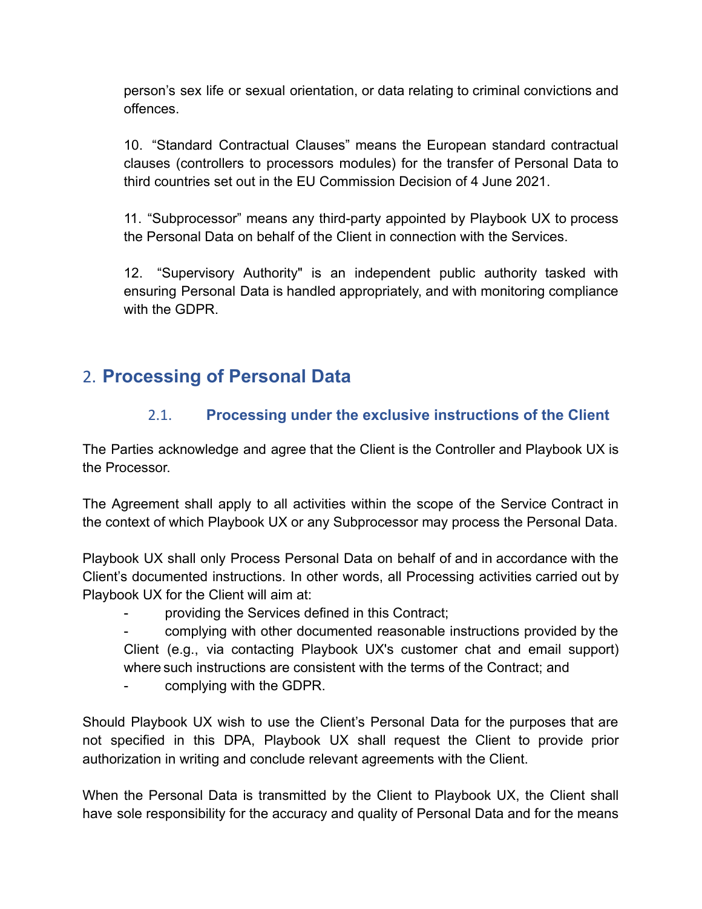person's sex life or sexual orientation, or data relating to criminal convictions and offences.

10. "Standard Contractual Clauses" means the European standard contractual clauses (controllers to processors modules) for the transfer of Personal Data to third countries set out in the EU Commission Decision of 4 June 2021.

11. "Subprocessor" means any third-party appointed by Playbook UX to process the Personal Data on behalf of the Client in connection with the Services.

12. "Supervisory Authority" is an independent public authority tasked with ensuring Personal Data is handled appropriately, and with monitoring compliance with the GDPR.

## 2. Processing of Personal Data

### 2.1. Processing under the exclusive instructions of the Client

The Parties acknowledge and agree that the Client is the Controller and Playbook UX is the Processor.

The Agreement shall apply to all activities within the scope of the Service Contract in the context of which Playbook UX or any Subprocessor may process the Personal Data.

Playbook UX shall only Process Personal Data on behalf of and in accordance with the Client's documented instructions. In other words, all Processing activities carried out by Playbook UX for the Client will aim at:

- providing the Services defined in this Contract;
- complying with other documented reasonable instructions provided by the Client (e.g., via contacting Playbook UX's customer chat and email support) where such instructions are consistent with the terms of the Contract; and
- complying with the GDPR.

Should Playbook UX wish to use the Client's Personal Data for the purposes that are not specified in this DPA, Playbook UX shall request the Client to provide prior authorization in writing and conclude relevant agreements with the Client.

When the Personal Data is transmitted by the Client to Playbook UX, the Client shall have sole responsibility for the accuracy and quality of Personal Data and for the means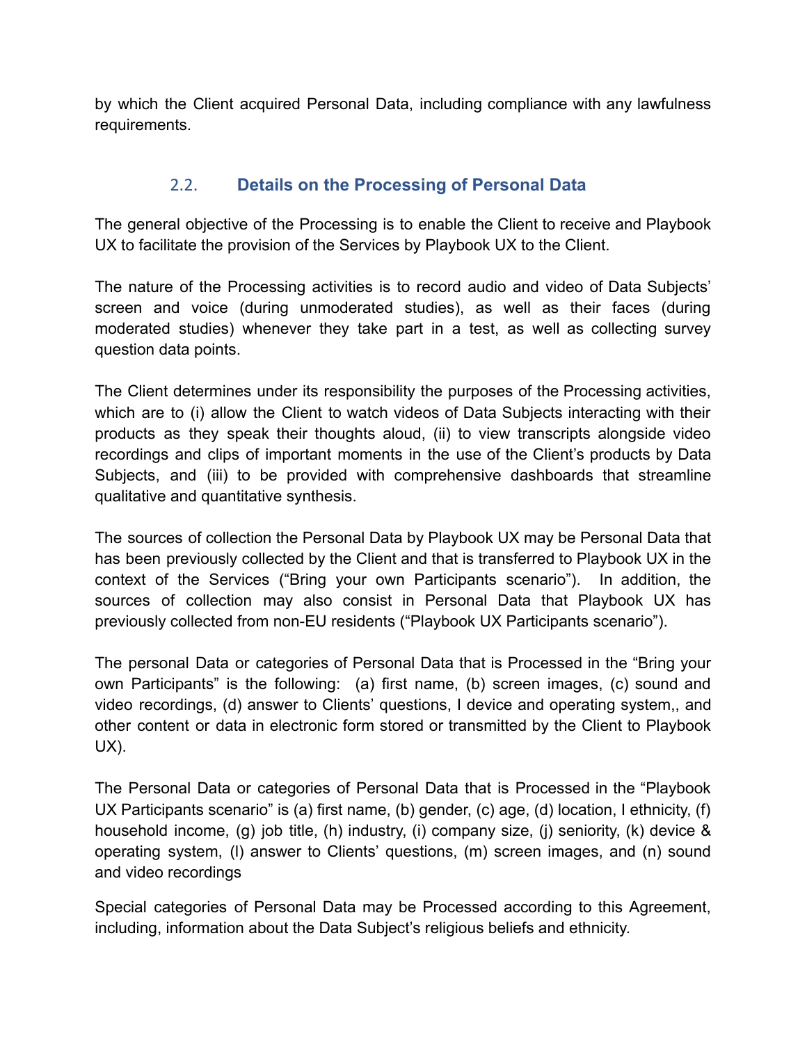by which the Client acquired Personal Data, including compliance with any lawfulness requirements.

### 2.2. Details on the Processing of Personal Data

The general objective of the Processing is to enable the Client to receive and Playbook UX to facilitate the provision of the Services by Playbook UX to the Client.

The nature of the Processing activities is to record audio and video of Data Subjects' screen and voice (during unmoderated studies), as well as their faces (during moderated studies) whenever they take part in a test, as well as collecting survey question data points.

The Client determines under its responsibility the purposes of the Processing activities, which are to (i) allow the Client to watch videos of Data Subjects interacting with their products as they speak their thoughts aloud, (ii) to view transcripts alongside video recordings and clips of important moments in the use of the Client's products by Data Subjects, and (iii) to be provided with comprehensive dashboards that streamline qualitative and quantitative synthesis.

The sources of collection the Personal Data by Playbook UX may be Personal Data that has been previously collected by the Client and that is transferred to Playbook UX in the context of the Services ("Bring your own Participants scenario"). In addition, the sources of collection may also consist in Personal Data that Playbook UX has previously collected from non-EU residents ("Playbook UX Participants scenario").

The personal Data or categories of Personal Data that is Processed in the "Bring your own Participants" is the following: (a) first name, (b) screen images, (c) sound and video recordings, (d) answer to Clients' questions, I device and operating system,, and other content or data in electronic form stored or transmitted by the Client to Playbook UX).

The Personal Data or categories of Personal Data that is Processed in the "Playbook UX Participants scenario" is (a) first name, (b) gender, (c) age, (d) location, I ethnicity, (f) household income, (g) job title, (h) industry, (i) company size, (j) seniority, (k) device & operating system, (l) answer to Clients' questions, (m) screen images, and (n) sound and video recordings

Special categories of Personal Data may be Processed according to this Agreement, including, information about the Data Subject's religious beliefs and ethnicity.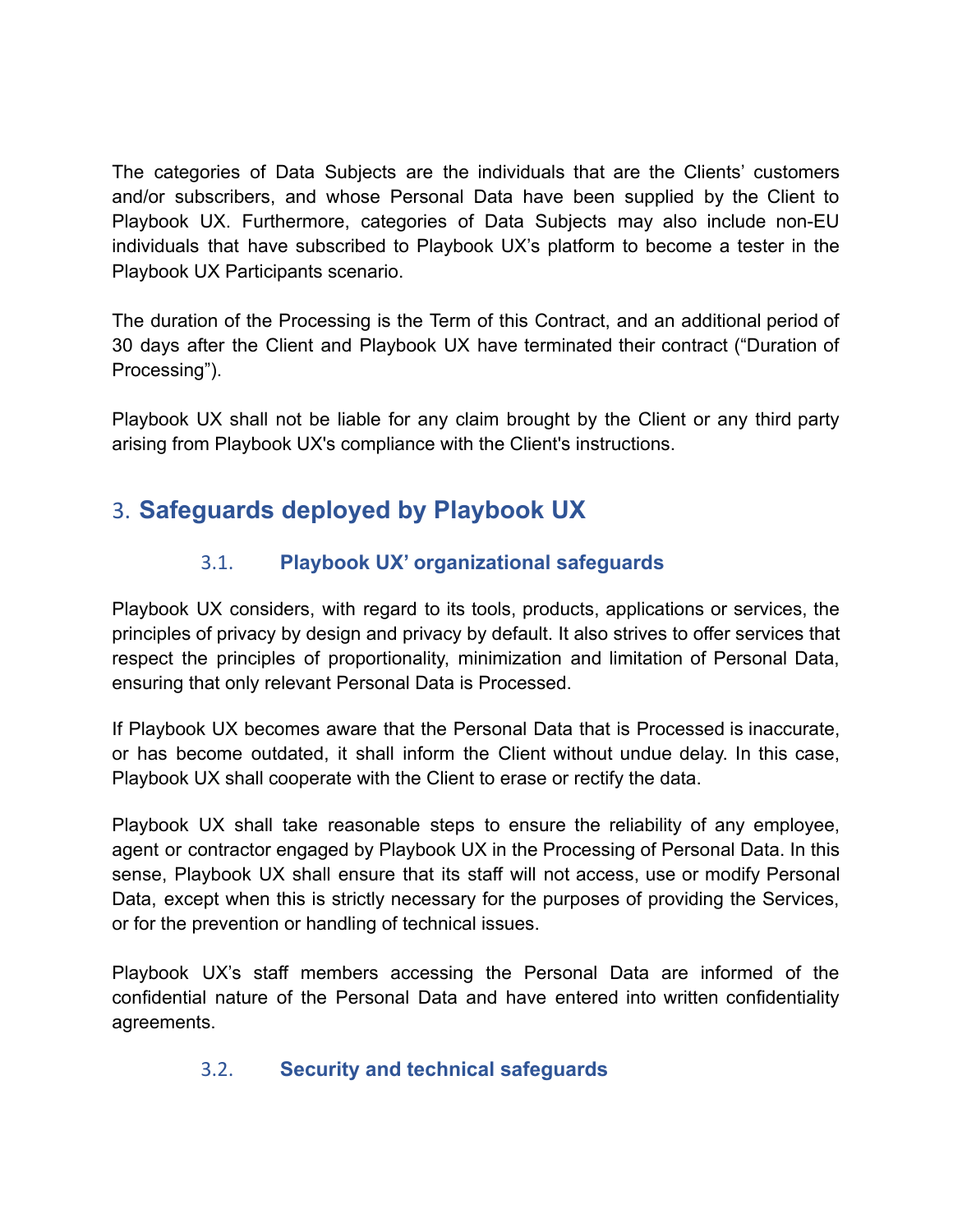The categories of Data Subjects are the individuals that are the Clients' customers and/or subscribers, and whose Personal Data have been supplied by the Client to Playbook UX. Furthermore, categories of Data Subjects may also include non-EU individuals that have subscribed to Playbook UX's platform to become a tester in the Playbook UX Participants scenario.

The duration of the Processing is the Term of this Contract, and an additional period of 30 days after the Client and Playbook UX have terminated their contract ("Duration of Processing").

Playbook UX shall not be liable for any claim brought by the Client or any third party arising from Playbook UX's compliance with the Client's instructions.

# 3. Safeguards deployed by Playbook UX

## 3.1. Playbook UX' organizational safeguards

Playbook UX considers, with regard to its tools, products, applications or services, the principles of privacy by design and privacy by default. It also strives to offer services that respect the principles of proportionality, minimization and limitation of Personal Data, ensuring that only relevant Personal Data is Processed.

If Playbook UX becomes aware that the Personal Data that is Processed is inaccurate, or has become outdated, it shall inform the Client without undue delay. In this case, Playbook UX shall cooperate with the Client to erase or rectify the data.

Playbook UX shall take reasonable steps to ensure the reliability of any employee, agent or contractor engaged by Playbook UX in the Processing of Personal Data. In this sense, Playbook UX shall ensure that its staff will not access, use or modify Personal Data, except when this is strictly necessary for the purposes of providing the Services, or for the prevention or handling of technical issues.

Playbook UX's staff members accessing the Personal Data are informed of the confidential nature of the Personal Data and have entered into written confidentiality agreements.

## 3.2. Security and technical safeguards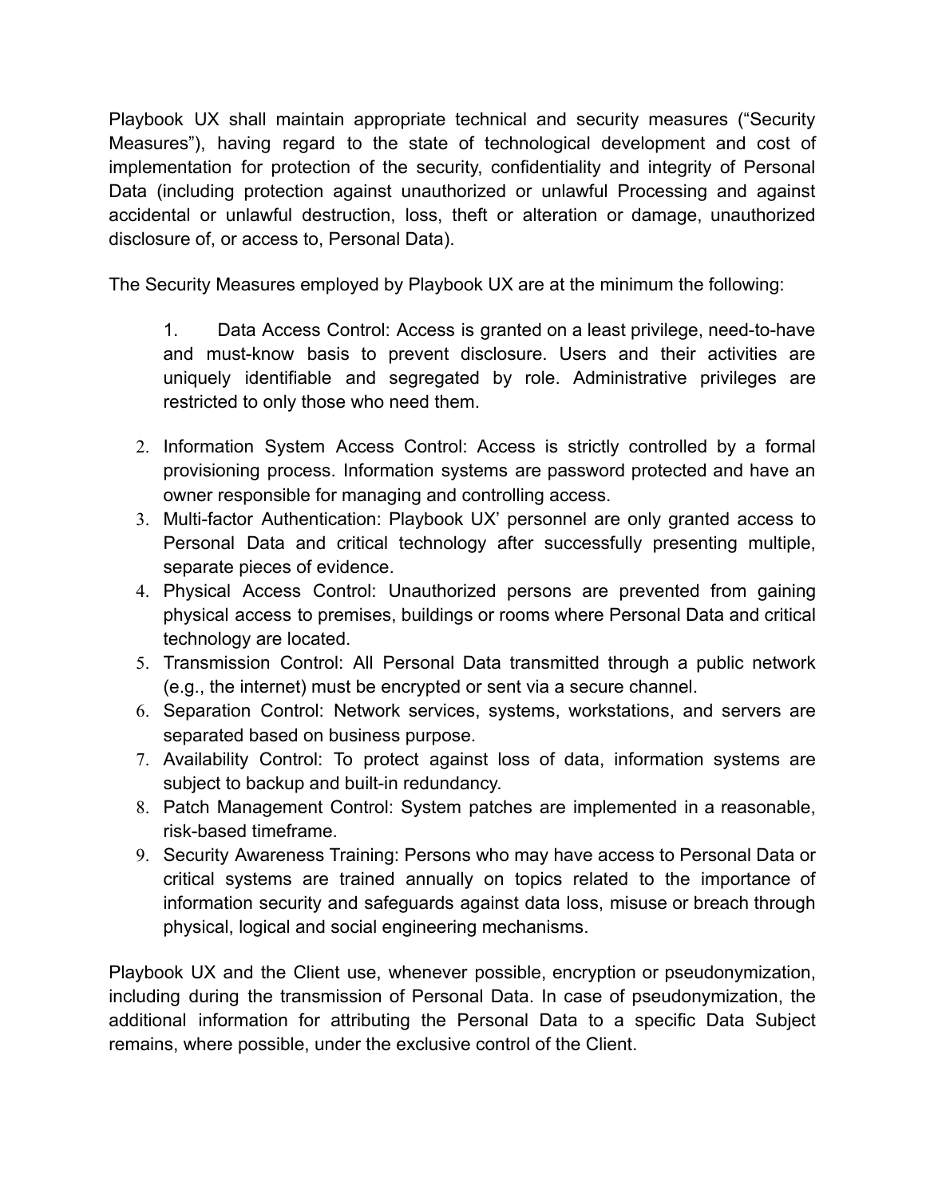Playbook UX shall maintain appropriate technical and security measures ("Security Measures"), having regard to the state of technological development and cost of implementation for protection of the security, confidentiality and integrity of Personal Data (including protection against unauthorized or unlawful Processing and against accidental or unlawful destruction, loss, theft or alteration or damage, unauthorized disclosure of, or access to, Personal Data).

The Security Measures employed by Playbook UX are at the minimum the following:

1. Data Access Control: Access is granted on a least privilege, need-to-have and must-know basis to prevent disclosure. Users and their activities are uniquely identifiable and segregated by role. Administrative privileges are restricted to only those who need them.
2. Information System Access Control: Access is strictly controlled by a formal provisioning process. Information systems are password protected and have an owner responsible for managing and controlling access.
3. Multi-factor Authentication: Playbook UX' personnel are only granted access to Personal Data and critical technology after successfully presenting multiple, separate pieces of evidence.
4. Physical Access Control: Unauthorized persons are prevented from gaining physical access to premises, buildings or rooms where Personal Data and critical technology are located.
5. Transmission Control: All Personal Data transmitted through a public network (e.g., the internet) must be encrypted or sent via a secure channel.
6. Separation Control: Network services, systems, workstations, and servers are separated based on business purpose.
7. Availability Control: To protect against loss of data, information systems are subject to backup and built-in redundancy.
8. Patch Management Control: System patches are implemented in a reasonable, risk-based timeframe.
9. Security Awareness Training: Persons who may have access to Personal Data or critical systems are trained annually on topics related to the importance of information security and safeguards against data loss, misuse or breach through physical, logical and social engineering mechanisms.

Playbook UX and the Client use, whenever possible, encryption or pseudonymization, including during the transmission of Personal Data. In case of pseudonymization, the additional information for attributing the Personal Data to a specific Data Subject remains, where possible, under the exclusive control of the Client.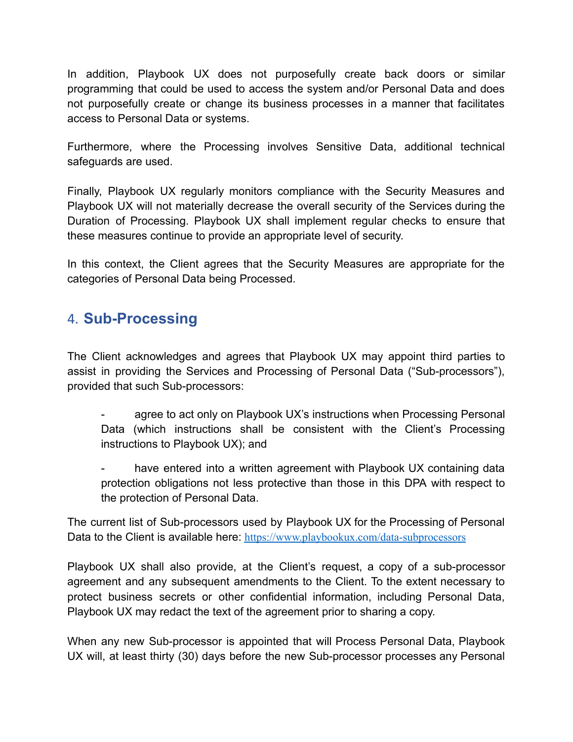In addition, Playbook UX does not purposefully create back doors or similar programming that could be used to access the system and/or Personal Data and does not purposefully create or change its business processes in a manner that facilitates access to Personal Data or systems.

Furthermore, where the Processing involves Sensitive Data, additional technical safeguards are used.

Finally, Playbook UX regularly monitors compliance with the Security Measures and Playbook UX will not materially decrease the overall security of the Services during the Duration of Processing. Playbook UX shall implement regular checks to ensure that these measures continue to provide an appropriate level of security.

In this context, the Client agrees that the Security Measures are appropriate for the categories of Personal Data being Processed.

## 4. Sub-Processing

The Client acknowledges and agrees that Playbook UX may appoint third parties to assist in providing the Services and Processing of Personal Data ("Sub-processors"), provided that such Sub-processors:

- agree to act only on Playbook UX's instructions when Processing Personal Data (which instructions shall be consistent with the Client's Processing instructions to Playbook UX); and
- have entered into a written agreement with Playbook UX containing data protection obligations not less protective than those in this DPA with respect to the protection of Personal Data.

The current list of Sub-processors used by Playbook UX for the Processing of Personal Data to the Client is available here: https://www.playbookux.com/data-subprocessors

Playbook UX shall also provide, at the Client's request, a copy of a sub-processor agreement and any subsequent amendments to the Client. To the extent necessary to protect business secrets or other confidential information, including Personal Data, Playbook UX may redact the text of the agreement prior to sharing a copy.

When any new Sub-processor is appointed that will Process Personal Data, Playbook UX will, at least thirty (30) days before the new Sub-processor processes any Personal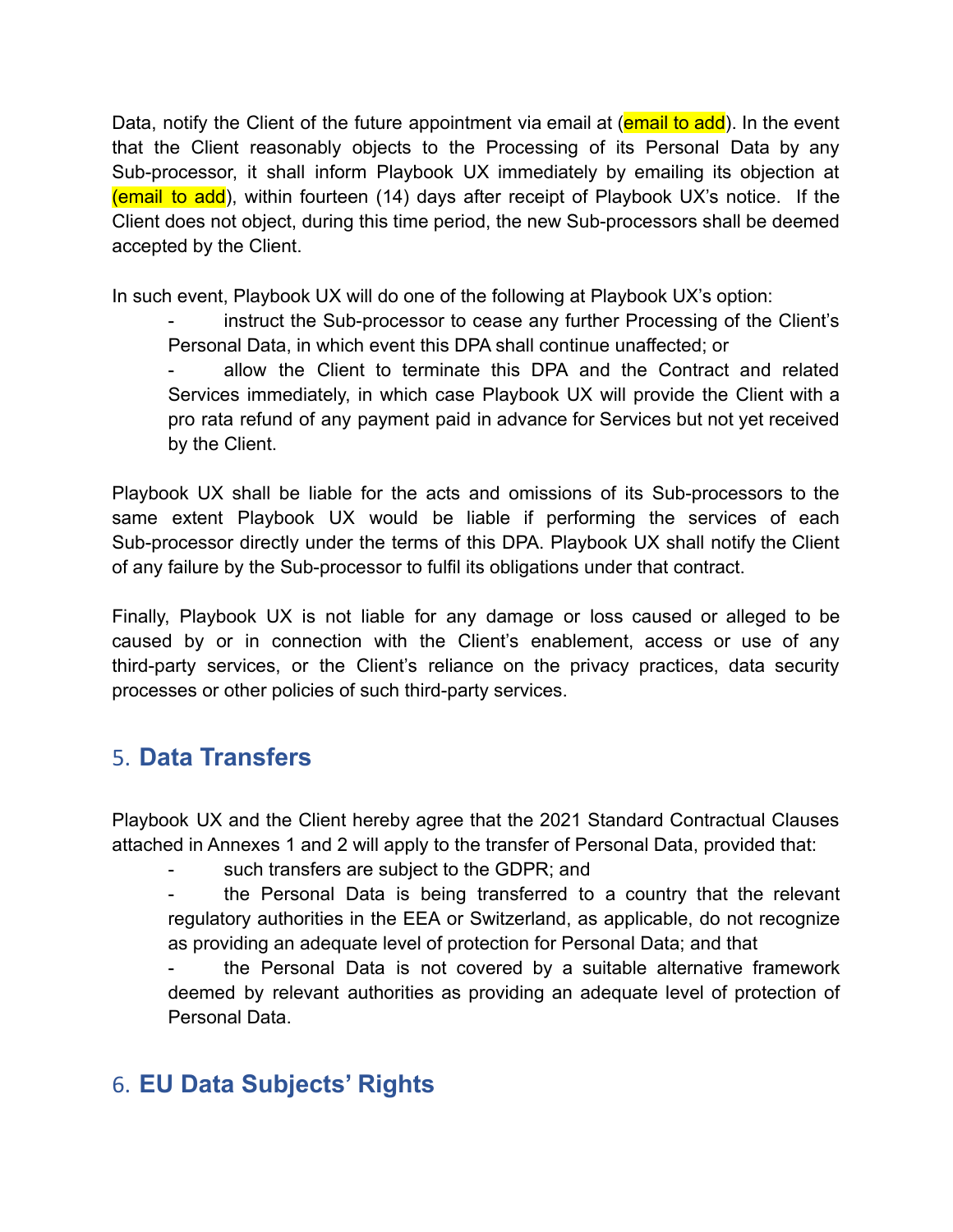Data, notify the Client of the future appointment via email at (email to add). In the event that the Client reasonably objects to the Processing of its Personal Data by any Sub-processor, it shall inform Playbook UX immediately by emailing its objection at (email to add), within fourteen (14) days after receipt of Playbook UX's notice. If the Client does not object, during this time period, the new Sub-processors shall be deemed accepted by the Client.

In such event, Playbook UX will do one of the following at Playbook UX's option:

- instruct the Sub-processor to cease any further Processing of the Client's Personal Data, in which event this DPA shall continue unaffected; or
- allow the Client to terminate this DPA and the Contract and related Services immediately, in which case Playbook UX will provide the Client with a pro rata refund of any payment paid in advance for Services but not yet received by the Client.

Playbook UX shall be liable for the acts and omissions of its Sub-processors to the same extent Playbook UX would be liable if performing the services of each Sub-processor directly under the terms of this DPA. Playbook UX shall notify the Client of any failure by the Sub-processor to fulfil its obligations under that contract.

Finally, Playbook UX is not liable for any damage or loss caused or alleged to be caused by or in connection with the Client's enablement, access or use of any third-party services, or the Client's reliance on the privacy practices, data security processes or other policies of such third-party services.

## 5. Data Transfers

Playbook UX and the Client hereby agree that the 2021 Standard Contractual Clauses attached in Annexes 1 and 2 will apply to the transfer of Personal Data, provided that:

- such transfers are subject to the GDPR; and
- the Personal Data is being transferred to a country that the relevant regulatory authorities in the EEA or Switzerland, as applicable, do not recognize as providing an adequate level of protection for Personal Data; and that
- the Personal Data is not covered by a suitable alternative framework deemed by relevant authorities as providing an adequate level of protection of Personal Data.

## 6. EU Data Subjects' Rights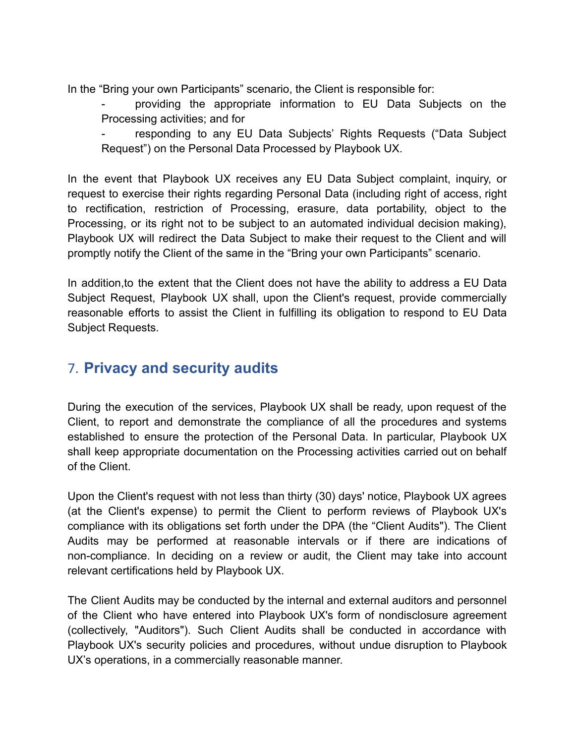In the “Bring your own Participants” scenario, the Client is responsible for:

- providing the appropriate information to EU Data Subjects on the Processing activities; and for
- responding to any EU Data Subjects’ Rights Requests (“Data Subject Request”) on the Personal Data Processed by Playbook UX.

In the event that Playbook UX receives any EU Data Subject complaint, inquiry, or request to exercise their rights regarding Personal Data (including right of access, right to rectification, restriction of Processing, erasure, data portability, object to the Processing, or its right not to be subject to an automated individual decision making), Playbook UX will redirect the Data Subject to make their request to the Client and will promptly notify the Client of the same in the “Bring your own Participants” scenario.

In addition,to the extent that the Client does not have the ability to address a EU Data Subject Request, Playbook UX shall, upon the Client's request, provide commercially reasonable efforts to assist the Client in fulfilling its obligation to respond to EU Data Subject Requests.

## 7. **Privacy and security audits**

During the execution of the services, Playbook UX shall be ready, upon request of the Client, to report and demonstrate the compliance of all the procedures and systems established to ensure the protection of the Personal Data. In particular, Playbook UX shall keep appropriate documentation on the Processing activities carried out on behalf of the Client.

Upon the Client's request with not less than thirty (30) days' notice, Playbook UX agrees (at the Client's expense) to permit the Client to perform reviews of Playbook UX's compliance with its obligations set forth under the DPA (the “Client Audits"). The Client Audits may be performed at reasonable intervals or if there are indications of non-compliance. In deciding on a review or audit, the Client may take into account relevant certifications held by Playbook UX.

The Client Audits may be conducted by the internal and external auditors and personnel of the Client who have entered into Playbook UX's form of nondisclosure agreement (collectively, "Auditors"). Such Client Audits shall be conducted in accordance with Playbook UX's security policies and procedures, without undue disruption to Playbook UX’s operations, in a commercially reasonable manner.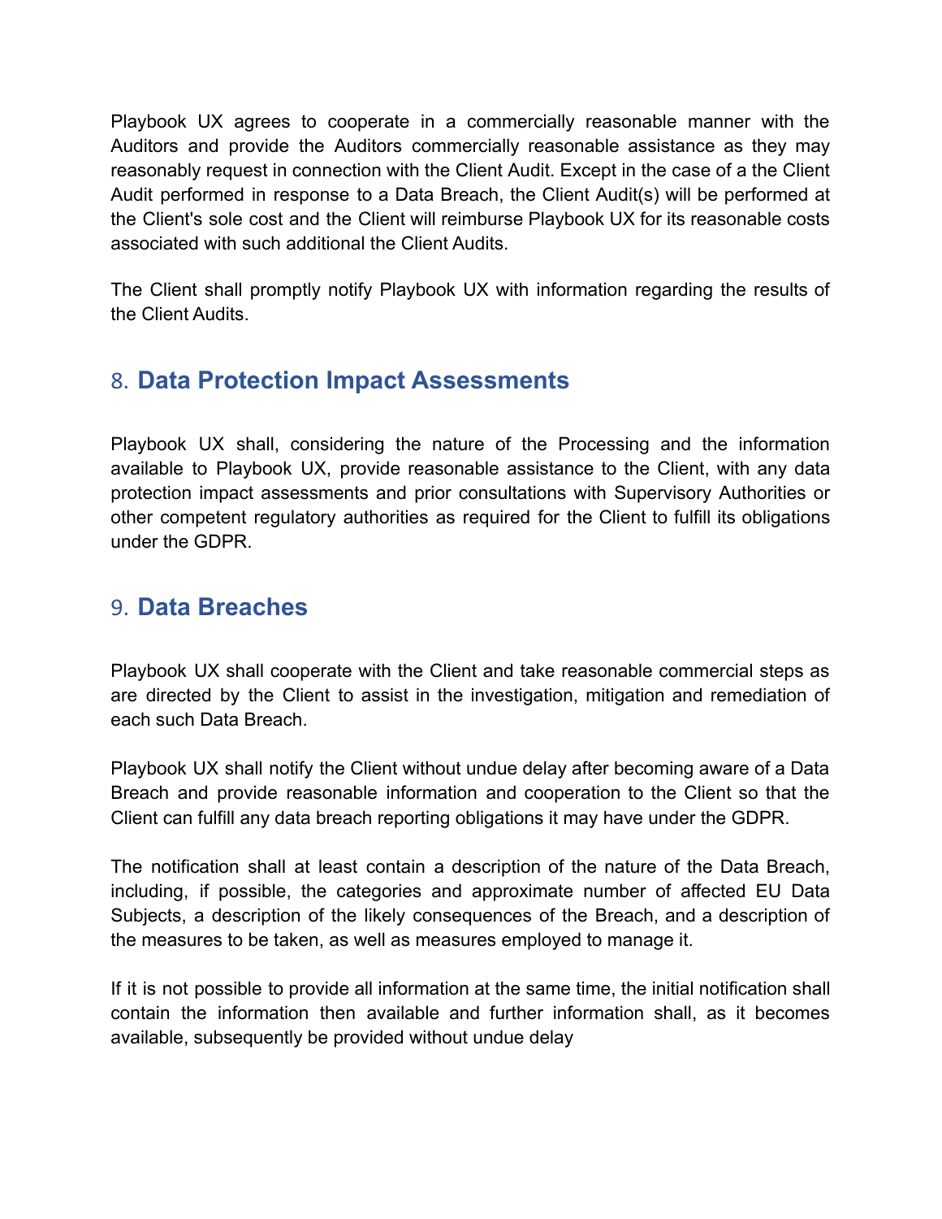Playbook UX agrees to cooperate in a commercially reasonable manner with the Auditors and provide the Auditors commercially reasonable assistance as they may reasonably request in connection with the Client Audit. Except in the case of a the Client Audit performed in response to a Data Breach, the Client Audit(s) will be performed at the Client's sole cost and the Client will reimburse Playbook UX for its reasonable costs associated with such additional the Client Audits.

The Client shall promptly notify Playbook UX with information regarding the results of the Client Audits.

## 8. Data Protection Impact Assessments

Playbook UX shall, considering the nature of the Processing and the information available to Playbook UX, provide reasonable assistance to the Client, with any data protection impact assessments and prior consultations with Supervisory Authorities or other competent regulatory authorities as required for the Client to fulfill its obligations under the GDPR.

## 9. Data Breaches

Playbook UX shall cooperate with the Client and take reasonable commercial steps as are directed by the Client to assist in the investigation, mitigation and remediation of each such Data Breach.

Playbook UX shall notify the Client without undue delay after becoming aware of a Data Breach and provide reasonable information and cooperation to the Client so that the Client can fulfill any data breach reporting obligations it may have under the GDPR.

The notification shall at least contain a description of the nature of the Data Breach, including, if possible, the categories and approximate number of affected EU Data Subjects, a description of the likely consequences of the Breach, and a description of the measures to be taken, as well as measures employed to manage it.

If it is not possible to provide all information at the same time, the initial notification shall contain the information then available and further information shall, as it becomes available, subsequently be provided without undue delay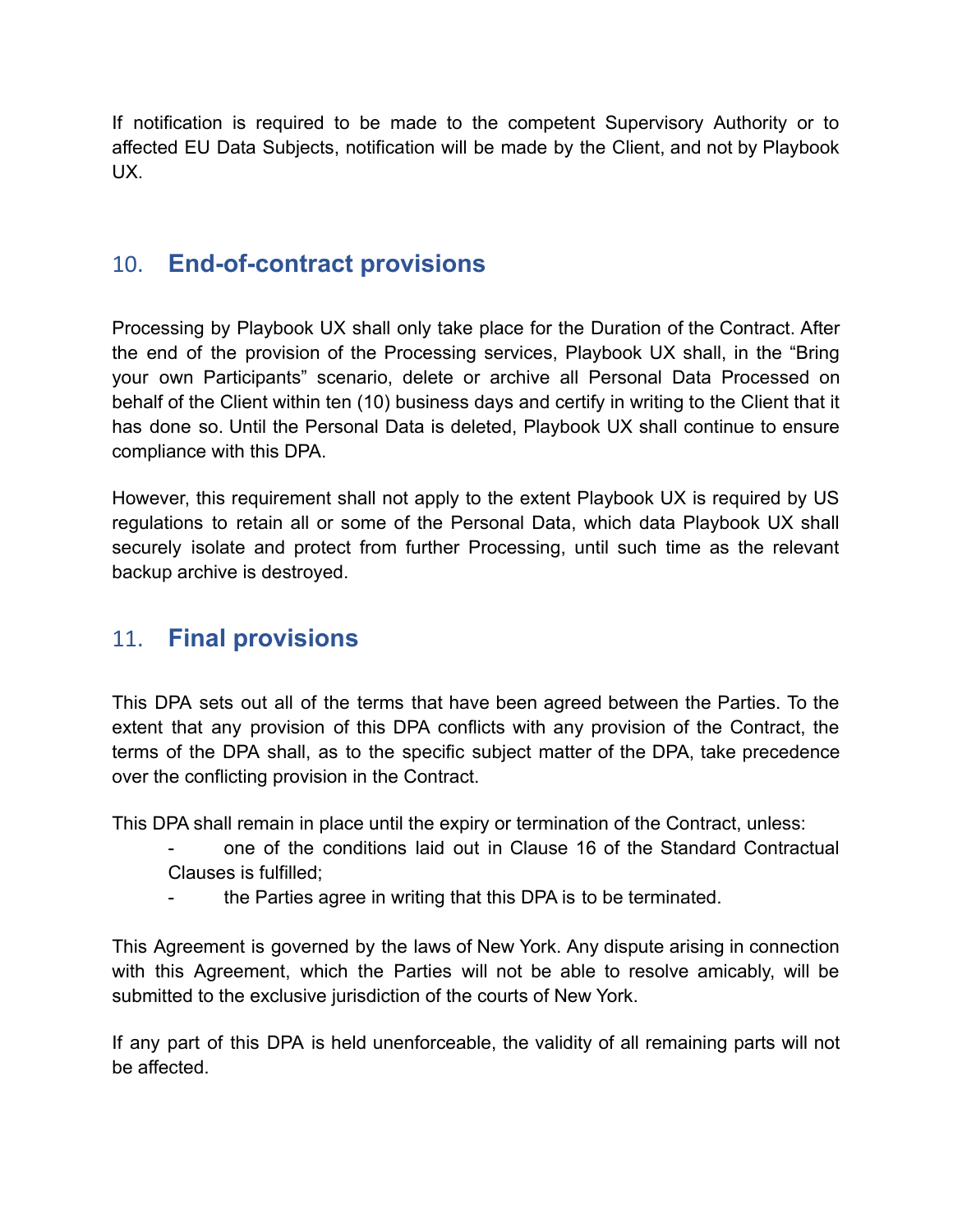If notification is required to be made to the competent Supervisory Authority or to affected EU Data Subjects, notification will be made by the Client, and not by Playbook UX.

## 10. End-of-contract provisions

Processing by Playbook UX shall only take place for the Duration of the Contract. After the end of the provision of the Processing services, Playbook UX shall, in the "Bring your own Participants" scenario, delete or archive all Personal Data Processed on behalf of the Client within ten (10) business days and certify in writing to the Client that it has done so. Until the Personal Data is deleted, Playbook UX shall continue to ensure compliance with this DPA.

However, this requirement shall not apply to the extent Playbook UX is required by US regulations to retain all or some of the Personal Data, which data Playbook UX shall securely isolate and protect from further Processing, until such time as the relevant backup archive is destroyed.

## 11. Final provisions

This DPA sets out all of the terms that have been agreed between the Parties. To the extent that any provision of this DPA conflicts with any provision of the Contract, the terms of the DPA shall, as to the specific subject matter of the DPA, take precedence over the conflicting provision in the Contract.

This DPA shall remain in place until the expiry or termination of the Contract, unless:

- one of the conditions laid out in Clause 16 of the Standard Contractual Clauses is fulfilled;
- the Parties agree in writing that this DPA is to be terminated.

This Agreement is governed by the laws of New York. Any dispute arising in connection with this Agreement, which the Parties will not be able to resolve amicably, will be submitted to the exclusive jurisdiction of the courts of New York.

If any part of this DPA is held unenforceable, the validity of all remaining parts will not be affected.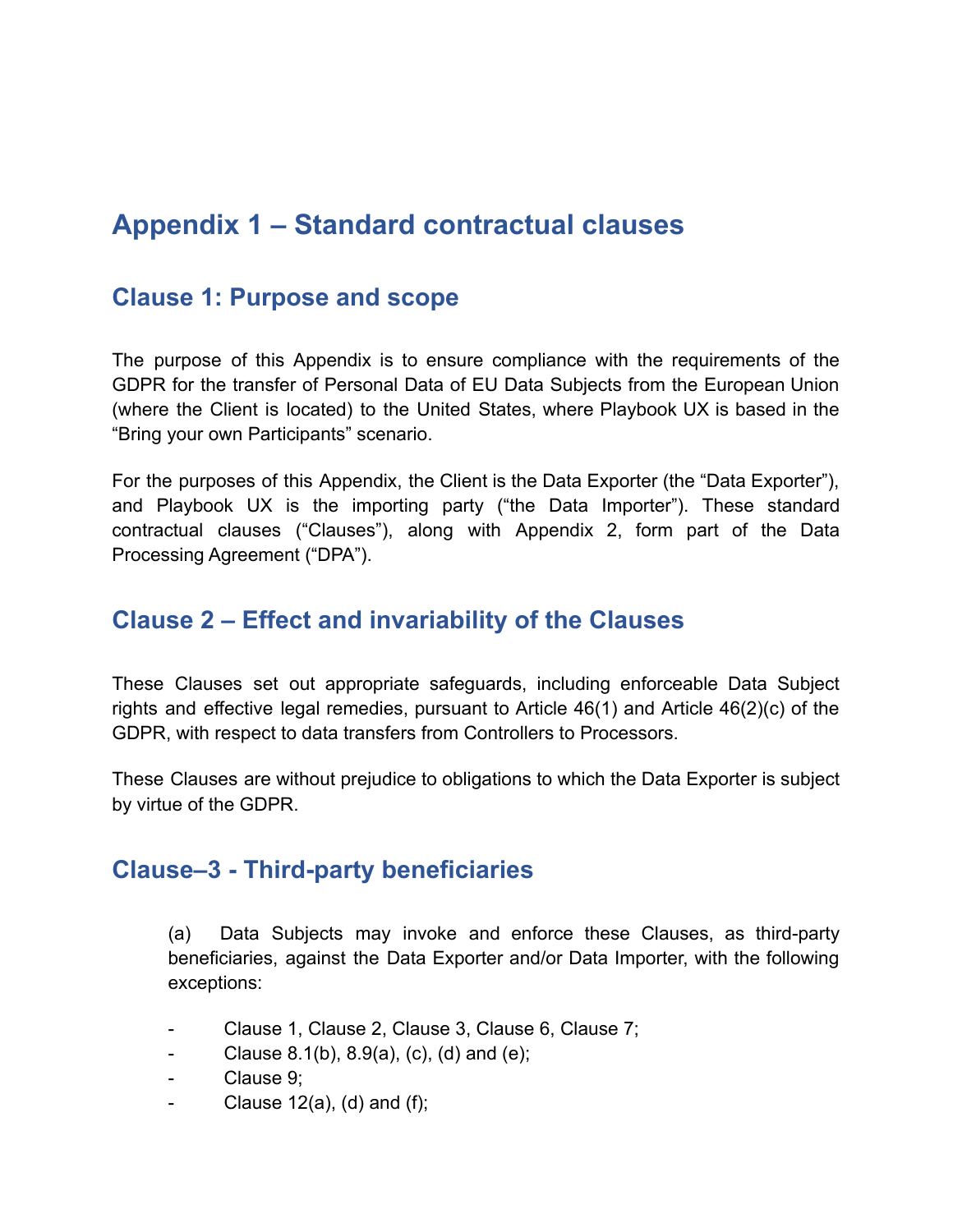# Appendix 1 – Standard contractual clauses

## Clause 1: Purpose and scope

The purpose of this Appendix is to ensure compliance with the requirements of the GDPR for the transfer of Personal Data of EU Data Subjects from the European Union (where the Client is located) to the United States, where Playbook UX is based in the "Bring your own Participants" scenario.

For the purposes of this Appendix, the Client is the Data Exporter (the "Data Exporter"), and Playbook UX is the importing party ("the Data Importer"). These standard contractual clauses ("Clauses"), along with Appendix 2, form part of the Data Processing Agreement ("DPA").

## Clause 2 – Effect and invariability of the Clauses

These Clauses set out appropriate safeguards, including enforceable Data Subject rights and effective legal remedies, pursuant to Article 46(1) and Article 46(2)(c) of the GDPR, with respect to data transfers from Controllers to Processors.

These Clauses are without prejudice to obligations to which the Data Exporter is subject by virtue of the GDPR.

## Clause–3 - Third-party beneficiaries

(a) Data Subjects may invoke and enforce these Clauses, as third-party beneficiaries, against the Data Exporter and/or Data Importer, with the following exceptions:

- Clause 1, Clause 2, Clause 3, Clause 6, Clause 7;
- Clause 8.1(b), 8.9(a), (c), (d) and (e);
- Clause 9;
- Clause 12(a), (d) and (f);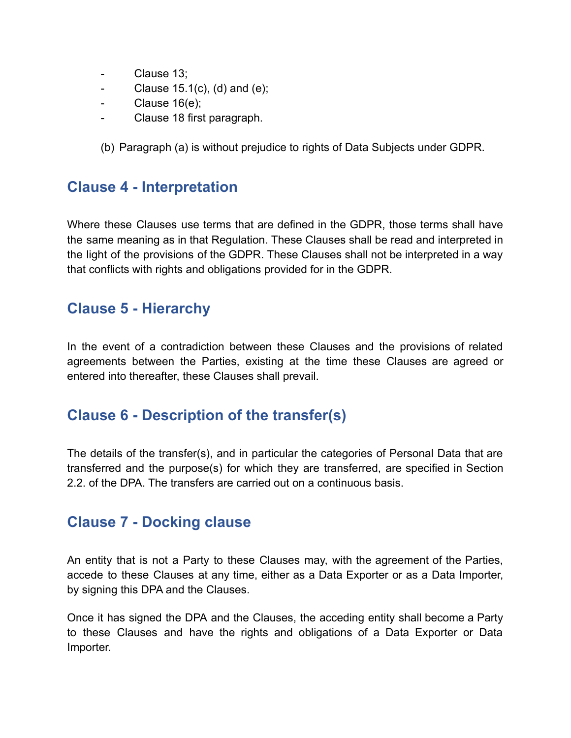- Clause 13;
- Clause 15.1(c), (d) and (e);
- Clause 16(e);
- Clause 18 first paragraph.

(b) Paragraph (a) is without prejudice to rights of Data Subjects under GDPR.

## Clause 4 - Interpretation

Where these Clauses use terms that are defined in the GDPR, those terms shall have the same meaning as in that Regulation. These Clauses shall be read and interpreted in the light of the provisions of the GDPR. These Clauses shall not be interpreted in a way that conflicts with rights and obligations provided for in the GDPR.

## Clause 5 - Hierarchy

In the event of a contradiction between these Clauses and the provisions of related agreements between the Parties, existing at the time these Clauses are agreed or entered into thereafter, these Clauses shall prevail.

## Clause 6 - Description of the transfer(s)

The details of the transfer(s), and in particular the categories of Personal Data that are transferred and the purpose(s) for which they are transferred, are specified in Section 2.2. of the DPA. The transfers are carried out on a continuous basis.

## Clause 7 - Docking clause

An entity that is not a Party to these Clauses may, with the agreement of the Parties, accede to these Clauses at any time, either as a Data Exporter or as a Data Importer, by signing this DPA and the Clauses.

Once it has signed the DPA and the Clauses, the acceding entity shall become a Party to these Clauses and have the rights and obligations of a Data Exporter or Data Importer.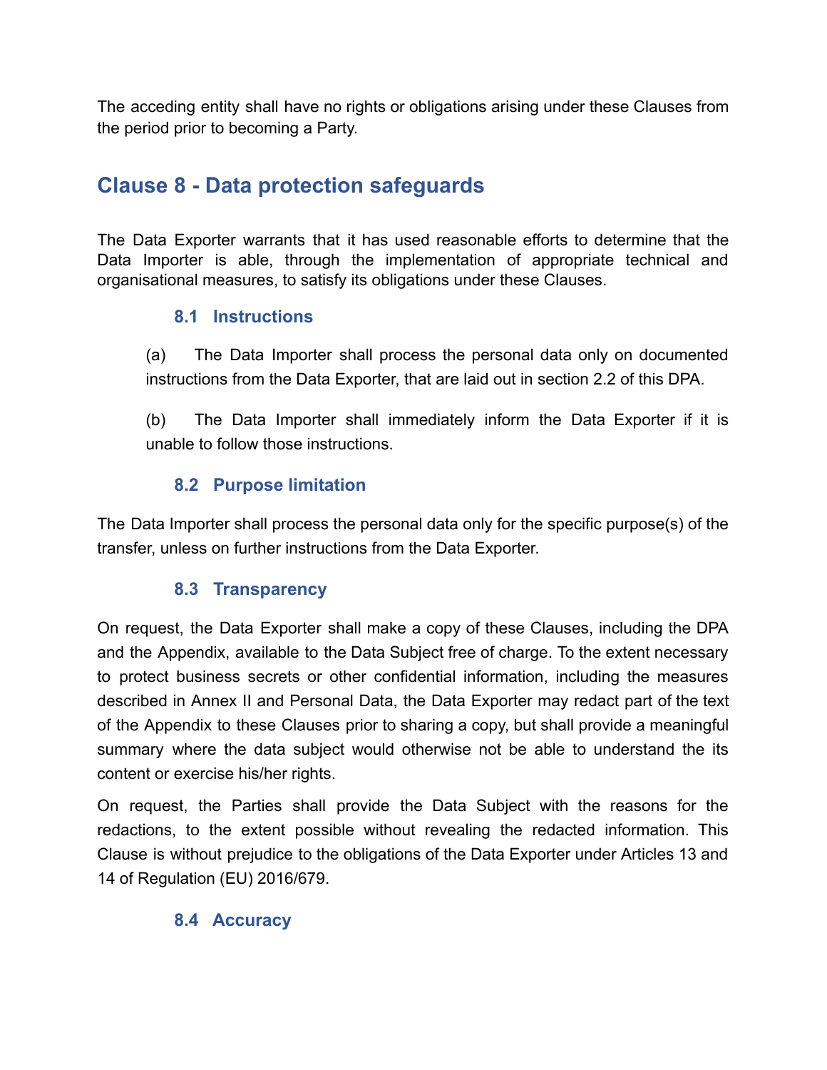The acceding entity shall have no rights or obligations arising under these Clauses from the period prior to becoming a Party.

## Clause 8 - Data protection safeguards

The Data Exporter warrants that it has used reasonable efforts to determine that the Data Importer is able, through the implementation of appropriate technical and organisational measures, to satisfy its obligations under these Clauses.

### 8.1 Instructions

(a) The Data Importer shall process the personal data only on documented instructions from the Data Exporter, that are laid out in section 2.2 of this DPA.

(b) The Data Importer shall immediately inform the Data Exporter if it is unable to follow those instructions.

### 8.2 Purpose limitation

The Data Importer shall process the personal data only for the specific purpose(s) of the transfer, unless on further instructions from the Data Exporter.

### 8.3 Transparency

On request, the Data Exporter shall make a copy of these Clauses, including the DPA and the Appendix, available to the Data Subject free of charge. To the extent necessary to protect business secrets or other confidential information, including the measures described in Annex II and Personal Data, the Data Exporter may redact part of the text of the Appendix to these Clauses prior to sharing a copy, but shall provide a meaningful summary where the data subject would otherwise not be able to understand the its content or exercise his/her rights.

On request, the Parties shall provide the Data Subject with the reasons for the redactions, to the extent possible without revealing the redacted information. This Clause is without prejudice to the obligations of the Data Exporter under Articles 13 and 14 of Regulation (EU) 2016/679.

### 8.4 Accuracy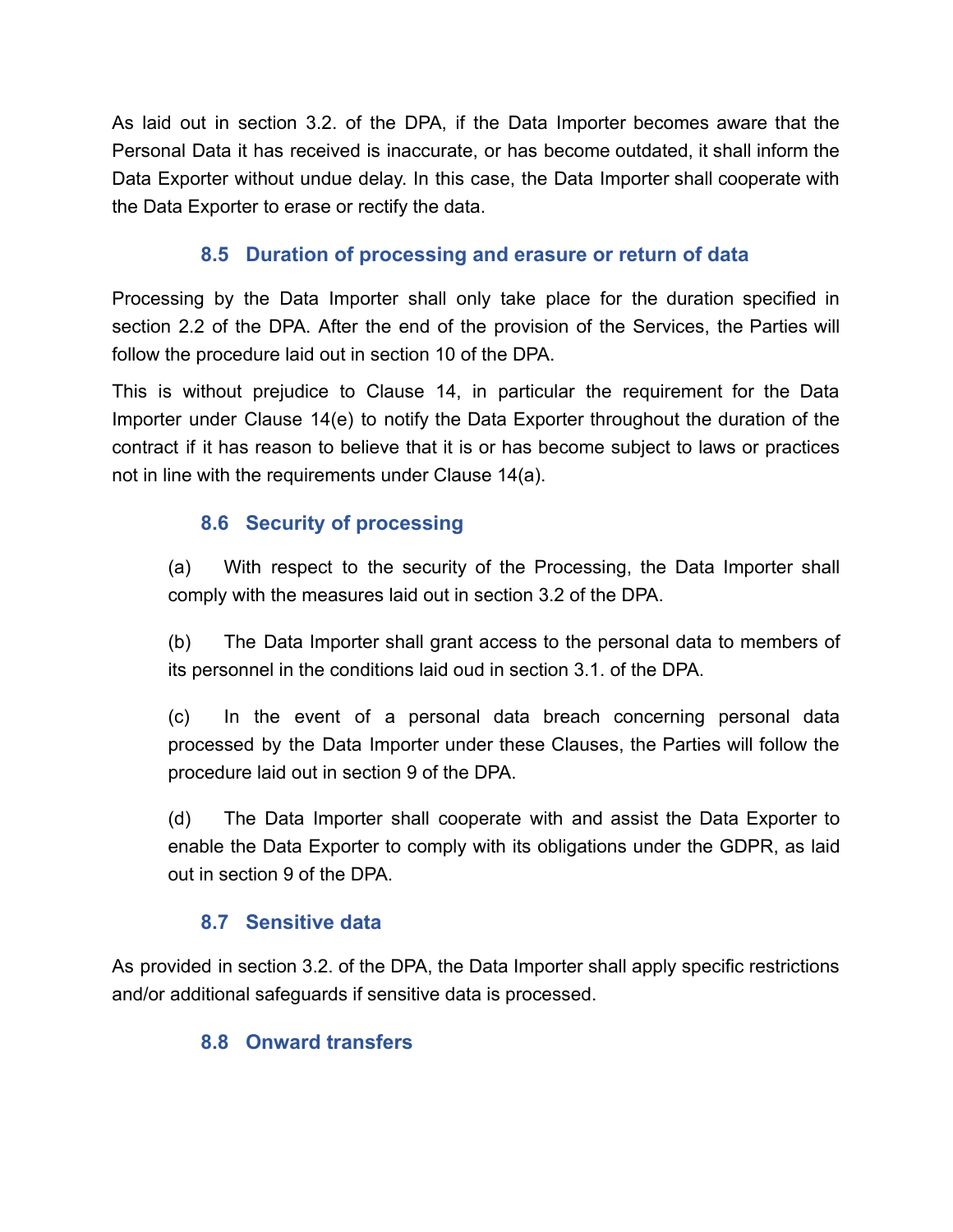As laid out in section 3.2. of the DPA, if the Data Importer becomes aware that the Personal Data it has received is inaccurate, or has become outdated, it shall inform the Data Exporter without undue delay. In this case, the Data Importer shall cooperate with the Data Exporter to erase or rectify the data.

### 8.5 Duration of processing and erasure or return of data

Processing by the Data Importer shall only take place for the duration specified in section 2.2 of the DPA. After the end of the provision of the Services, the Parties will follow the procedure laid out in section 10 of the DPA.

This is without prejudice to Clause 14, in particular the requirement for the Data Importer under Clause 14(e) to notify the Data Exporter throughout the duration of the contract if it has reason to believe that it is or has become subject to laws or practices not in line with the requirements under Clause 14(a).

### 8.6 Security of processing

(a) With respect to the security of the Processing, the Data Importer shall comply with the measures laid out in section 3.2 of the DPA.

(b) The Data Importer shall grant access to the personal data to members of its personnel in the conditions laid oud in section 3.1. of the DPA.

(c) In the event of a personal data breach concerning personal data processed by the Data Importer under these Clauses, the Parties will follow the procedure laid out in section 9 of the DPA.

(d) The Data Importer shall cooperate with and assist the Data Exporter to enable the Data Exporter to comply with its obligations under the GDPR, as laid out in section 9 of the DPA.

### 8.7 Sensitive data

As provided in section 3.2. of the DPA, the Data Importer shall apply specific restrictions and/or additional safeguards if sensitive data is processed.

### 8.8 Onward transfers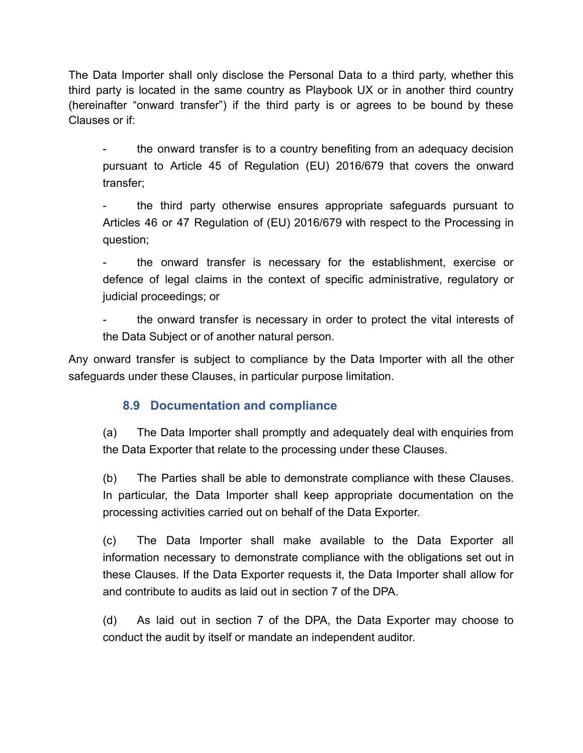The Data Importer shall only disclose the Personal Data to a third party, whether this third party is located in the same country as Playbook UX or in another third country (hereinafter "onward transfer") if the third party is or agrees to be bound by these Clauses or if:

- the onward transfer is to a country benefiting from an adequacy decision pursuant to Article 45 of Regulation (EU) 2016/679 that covers the onward transfer;
- the third party otherwise ensures appropriate safeguards pursuant to Articles 46 or 47 Regulation of (EU) 2016/679 with respect to the Processing in question;
- the onward transfer is necessary for the establishment, exercise or defence of legal claims in the context of specific administrative, regulatory or judicial proceedings; or
- the onward transfer is necessary in order to protect the vital interests of the Data Subject or of another natural person.

Any onward transfer is subject to compliance by the Data Importer with all the other safeguards under these Clauses, in particular purpose limitation.

### 8.9 Documentation and compliance

(a) The Data Importer shall promptly and adequately deal with enquiries from the Data Exporter that relate to the processing under these Clauses.

(b) The Parties shall be able to demonstrate compliance with these Clauses. In particular, the Data Importer shall keep appropriate documentation on the processing activities carried out on behalf of the Data Exporter.

(c) The Data Importer shall make available to the Data Exporter all information necessary to demonstrate compliance with the obligations set out in these Clauses. If the Data Exporter requests it, the Data Importer shall allow for and contribute to audits as laid out in section 7 of the DPA.

(d) As laid out in section 7 of the DPA, the Data Exporter may choose to conduct the audit by itself or mandate an independent auditor.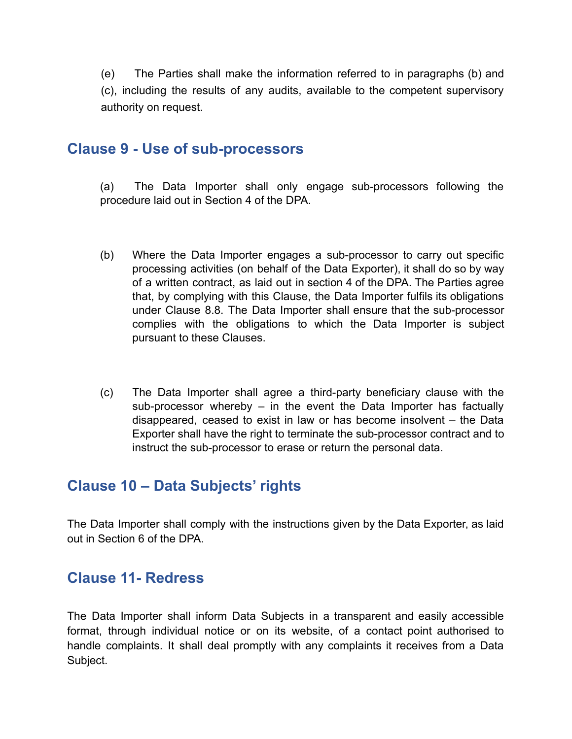(e) The Parties shall make the information referred to in paragraphs (b) and (c), including the results of any audits, available to the competent supervisory authority on request.

## Clause 9 - Use of sub-processors

(a) The Data Importer shall only engage sub-processors following the procedure laid out in Section 4 of the DPA.

(b) Where the Data Importer engages a sub-processor to carry out specific processing activities (on behalf of the Data Exporter), it shall do so by way of a written contract, as laid out in section 4 of the DPA. The Parties agree that, by complying with this Clause, the Data Importer fulfils its obligations under Clause 8.8. The Data Importer shall ensure that the sub-processor complies with the obligations to which the Data Importer is subject pursuant to these Clauses.

(c) The Data Importer shall agree a third-party beneficiary clause with the sub-processor whereby – in the event the Data Importer has factually disappeared, ceased to exist in law or has become insolvent – the Data Exporter shall have the right to terminate the sub-processor contract and to instruct the sub-processor to erase or return the personal data.

## Clause 10 – Data Subjects' rights

The Data Importer shall comply with the instructions given by the Data Exporter, as laid out in Section 6 of the DPA.

## Clause 11- Redress

The Data Importer shall inform Data Subjects in a transparent and easily accessible format, through individual notice or on its website, of a contact point authorised to handle complaints. It shall deal promptly with any complaints it receives from a Data Subject.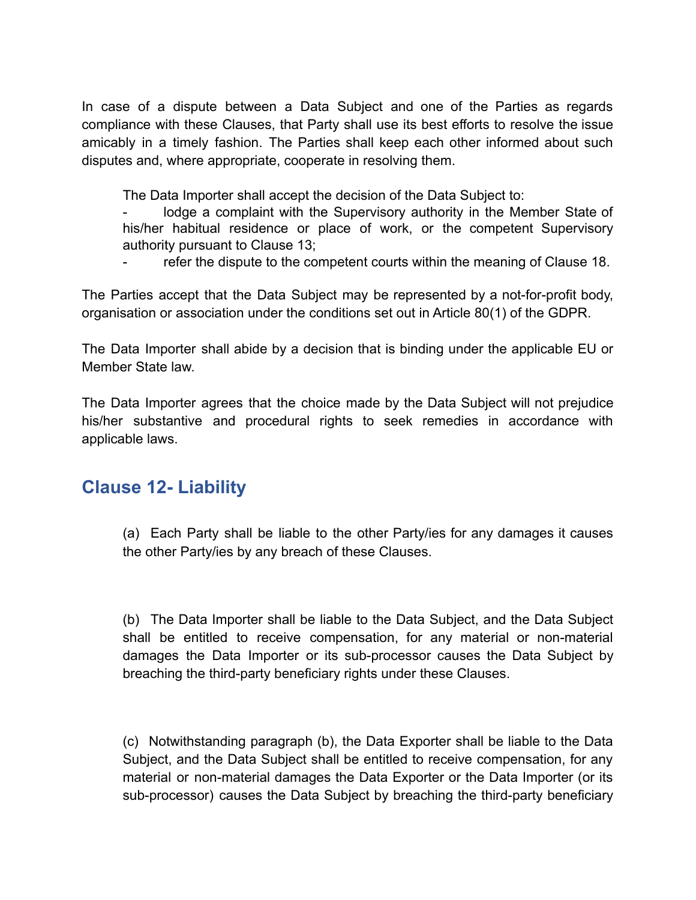In case of a dispute between a Data Subject and one of the Parties as regards compliance with these Clauses, that Party shall use its best efforts to resolve the issue amicably in a timely fashion. The Parties shall keep each other informed about such disputes and, where appropriate, cooperate in resolving them.

The Data Importer shall accept the decision of the Data Subject to:

- lodge a complaint with the Supervisory authority in the Member State of his/her habitual residence or place of work, or the competent Supervisory authority pursuant to Clause 13;
- refer the dispute to the competent courts within the meaning of Clause 18.

The Parties accept that the Data Subject may be represented by a not-for-profit body, organisation or association under the conditions set out in Article 80(1) of the GDPR.

The Data Importer shall abide by a decision that is binding under the applicable EU or Member State law.

The Data Importer agrees that the choice made by the Data Subject will not prejudice his/her substantive and procedural rights to seek remedies in accordance with applicable laws.

## Clause 12- Liability

(a) Each Party shall be liable to the other Party/ies for any damages it causes the other Party/ies by any breach of these Clauses.

(b) The Data Importer shall be liable to the Data Subject, and the Data Subject shall be entitled to receive compensation, for any material or non-material damages the Data Importer or its sub-processor causes the Data Subject by breaching the third-party beneficiary rights under these Clauses.

(c) Notwithstanding paragraph (b), the Data Exporter shall be liable to the Data Subject, and the Data Subject shall be entitled to receive compensation, for any material or non-material damages the Data Exporter or the Data Importer (or its sub-processor) causes the Data Subject by breaching the third-party beneficiary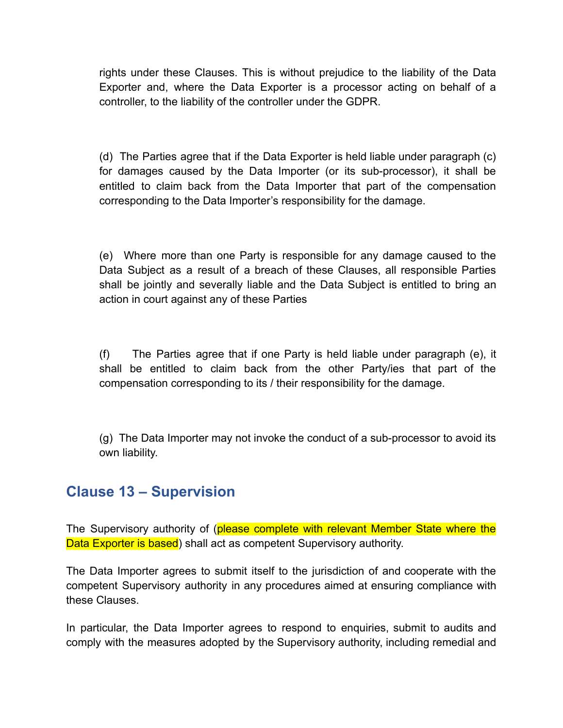rights under these Clauses. This is without prejudice to the liability of the Data Exporter and, where the Data Exporter is a processor acting on behalf of a controller, to the liability of the controller under the GDPR.

(d) The Parties agree that if the Data Exporter is held liable under paragraph (c) for damages caused by the Data Importer (or its sub-processor), it shall be entitled to claim back from the Data Importer that part of the compensation corresponding to the Data Importer's responsibility for the damage.

(e) Where more than one Party is responsible for any damage caused to the Data Subject as a result of a breach of these Clauses, all responsible Parties shall be jointly and severally liable and the Data Subject is entitled to bring an action in court against any of these Parties

(f) The Parties agree that if one Party is held liable under paragraph (e), it shall be entitled to claim back from the other Party/ies that part of the compensation corresponding to its / their responsibility for the damage.

(g) The Data Importer may not invoke the conduct of a sub-processor to avoid its own liability.

## Clause 13 – Supervision

The Supervisory authority of (please complete with relevant Member State where the Data Exporter is based) shall act as competent Supervisory authority.

The Data Importer agrees to submit itself to the jurisdiction of and cooperate with the competent Supervisory authority in any procedures aimed at ensuring compliance with these Clauses.

In particular, the Data Importer agrees to respond to enquiries, submit to audits and comply with the measures adopted by the Supervisory authority, including remedial and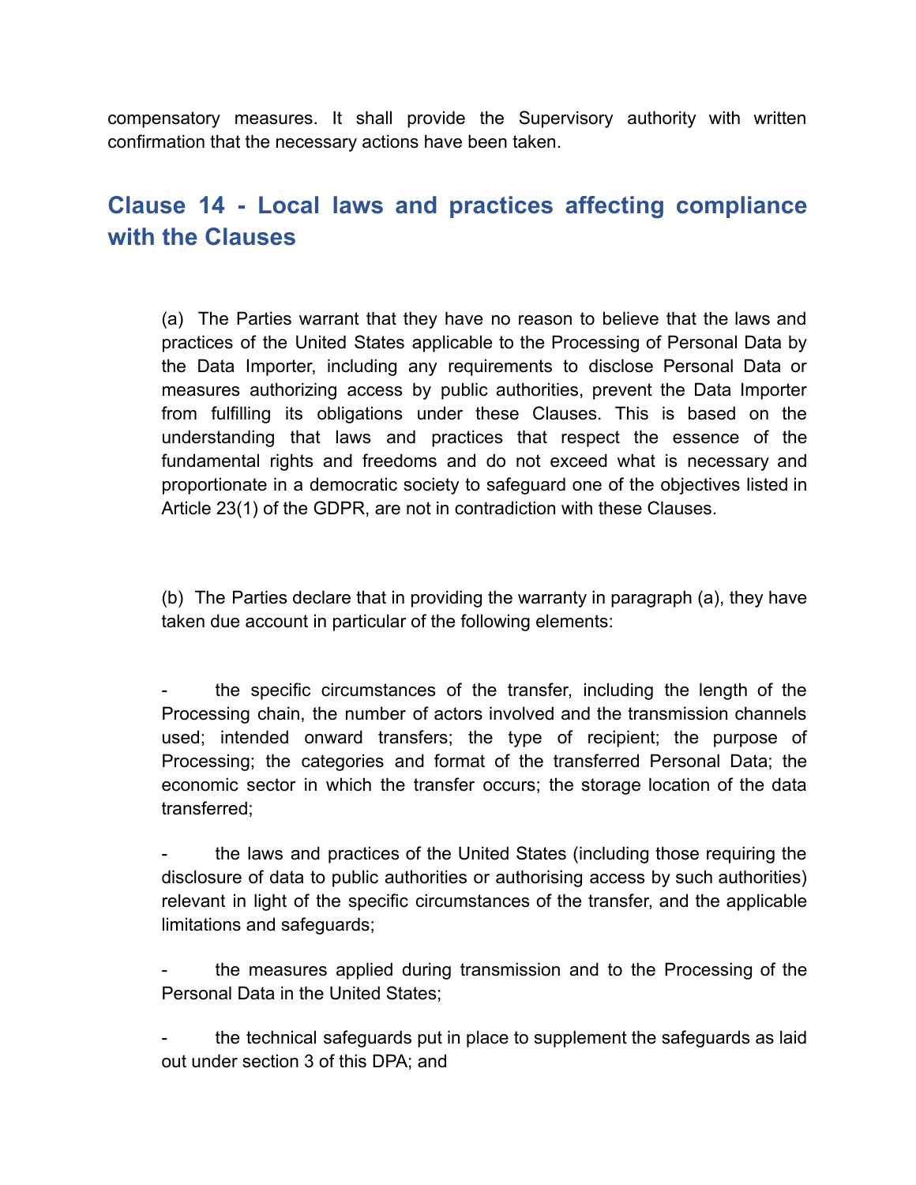compensatory measures. It shall provide the Supervisory authority with written confirmation that the necessary actions have been taken.

## Clause 14 - Local laws and practices affecting compliance with the Clauses

(a) The Parties warrant that they have no reason to believe that the laws and practices of the United States applicable to the Processing of Personal Data by the Data Importer, including any requirements to disclose Personal Data or measures authorizing access by public authorities, prevent the Data Importer from fulfilling its obligations under these Clauses. This is based on the understanding that laws and practices that respect the essence of the fundamental rights and freedoms and do not exceed what is necessary and proportionate in a democratic society to safeguard one of the objectives listed in Article 23(1) of the GDPR, are not in contradiction with these Clauses.

(b) The Parties declare that in providing the warranty in paragraph (a), they have taken due account in particular of the following elements:

- the specific circumstances of the transfer, including the length of the Processing chain, the number of actors involved and the transmission channels used; intended onward transfers; the type of recipient; the purpose of Processing; the categories and format of the transferred Personal Data; the economic sector in which the transfer occurs; the storage location of the data transferred;
- the laws and practices of the United States (including those requiring the disclosure of data to public authorities or authorising access by such authorities) relevant in light of the specific circumstances of the transfer, and the applicable limitations and safeguards;
- the measures applied during transmission and to the Processing of the Personal Data in the United States;
- the technical safeguards put in place to supplement the safeguards as laid out under section 3 of this DPA; and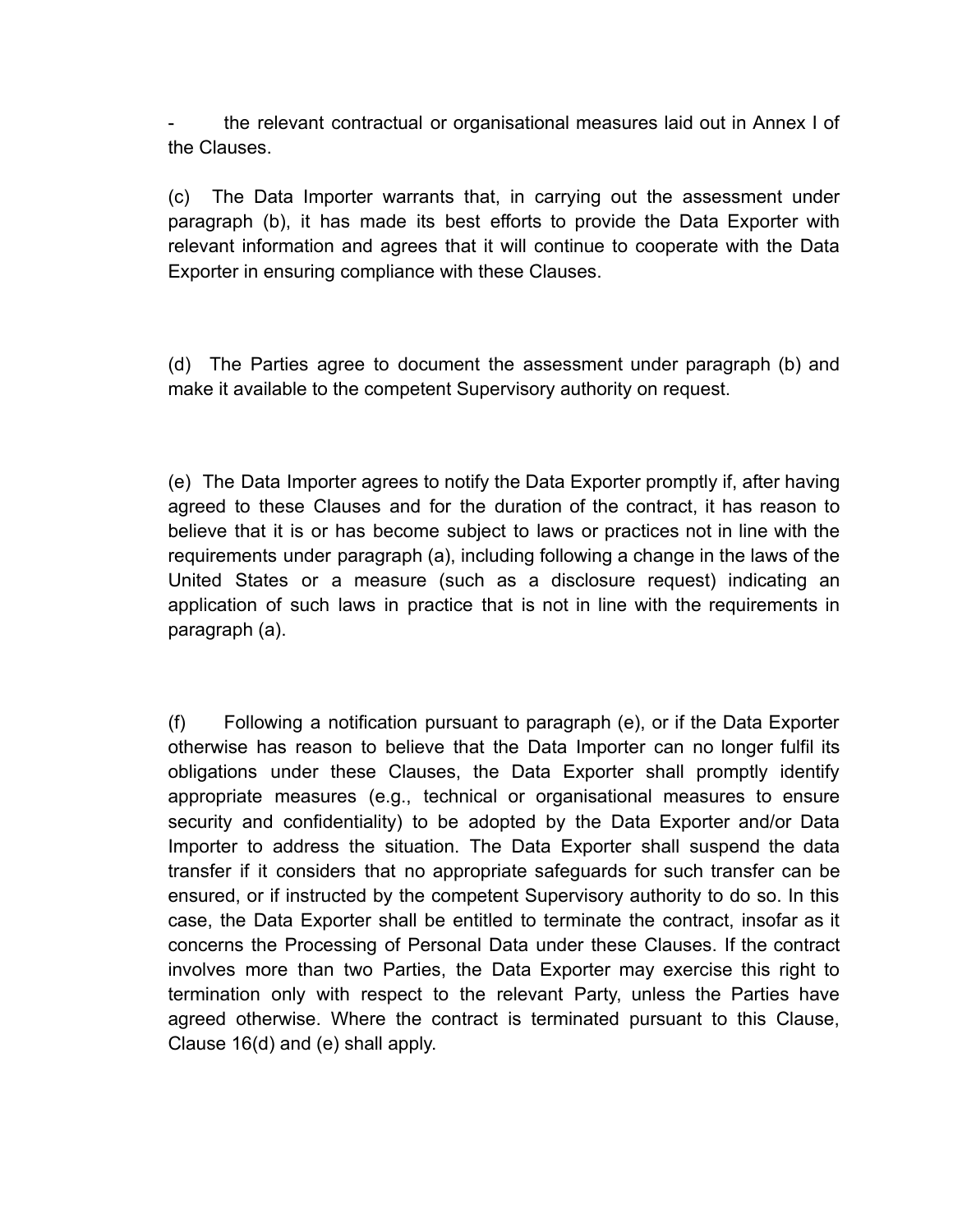- the relevant contractual or organisational measures laid out in Annex I of the Clauses.

(c) The Data Importer warrants that, in carrying out the assessment under paragraph (b), it has made its best efforts to provide the Data Exporter with relevant information and agrees that it will continue to cooperate with the Data Exporter in ensuring compliance with these Clauses.

(d) The Parties agree to document the assessment under paragraph (b) and make it available to the competent Supervisory authority on request.

(e) The Data Importer agrees to notify the Data Exporter promptly if, after having agreed to these Clauses and for the duration of the contract, it has reason to believe that it is or has become subject to laws or practices not in line with the requirements under paragraph (a), including following a change in the laws of the United States or a measure (such as a disclosure request) indicating an application of such laws in practice that is not in line with the requirements in paragraph (a).

(f) Following a notification pursuant to paragraph (e), or if the Data Exporter otherwise has reason to believe that the Data Importer can no longer fulfil its obligations under these Clauses, the Data Exporter shall promptly identify appropriate measures (e.g., technical or organisational measures to ensure security and confidentiality) to be adopted by the Data Exporter and/or Data Importer to address the situation. The Data Exporter shall suspend the data transfer if it considers that no appropriate safeguards for such transfer can be ensured, or if instructed by the competent Supervisory authority to do so. In this case, the Data Exporter shall be entitled to terminate the contract, insofar as it concerns the Processing of Personal Data under these Clauses. If the contract involves more than two Parties, the Data Exporter may exercise this right to termination only with respect to the relevant Party, unless the Parties have agreed otherwise. Where the contract is terminated pursuant to this Clause, Clause 16(d) and (e) shall apply.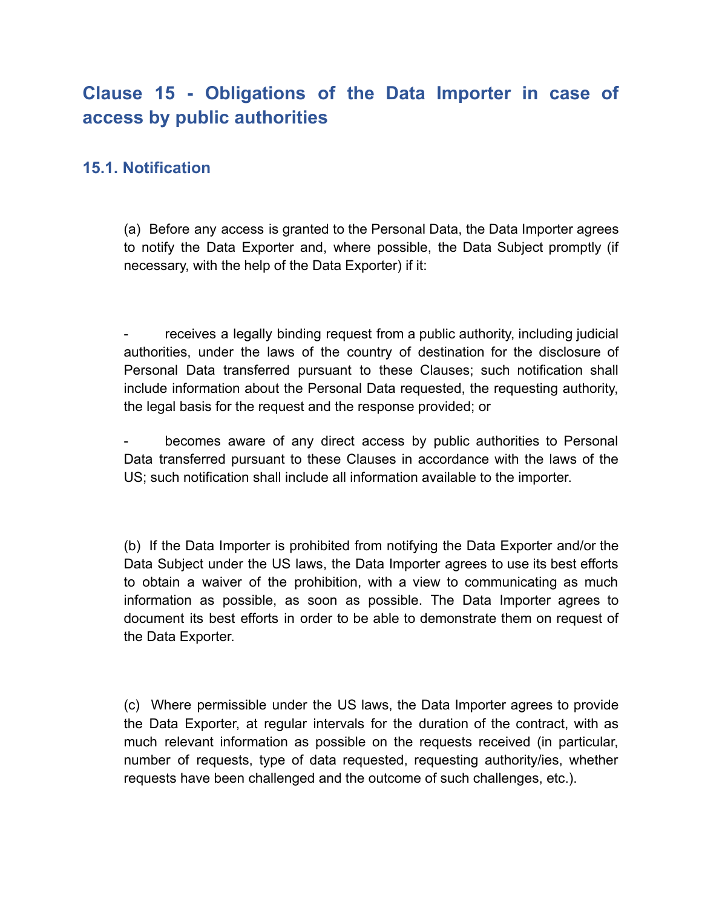## Clause 15 - Obligations of the Data Importer in case of access by public authorities

### 15.1. Notification

(a) Before any access is granted to the Personal Data, the Data Importer agrees to notify the Data Exporter and, where possible, the Data Subject promptly (if necessary, with the help of the Data Exporter) if it:

- receives a legally binding request from a public authority, including judicial authorities, under the laws of the country of destination for the disclosure of Personal Data transferred pursuant to these Clauses; such notification shall include information about the Personal Data requested, the requesting authority, the legal basis for the request and the response provided; or
- becomes aware of any direct access by public authorities to Personal Data transferred pursuant to these Clauses in accordance with the laws of the US; such notification shall include all information available to the importer.

(b) If the Data Importer is prohibited from notifying the Data Exporter and/or the Data Subject under the US laws, the Data Importer agrees to use its best efforts to obtain a waiver of the prohibition, with a view to communicating as much information as possible, as soon as possible. The Data Importer agrees to document its best efforts in order to be able to demonstrate them on request of the Data Exporter.

(c) Where permissible under the US laws, the Data Importer agrees to provide the Data Exporter, at regular intervals for the duration of the contract, with as much relevant information as possible on the requests received (in particular, number of requests, type of data requested, requesting authority/ies, whether requests have been challenged and the outcome of such challenges, etc.).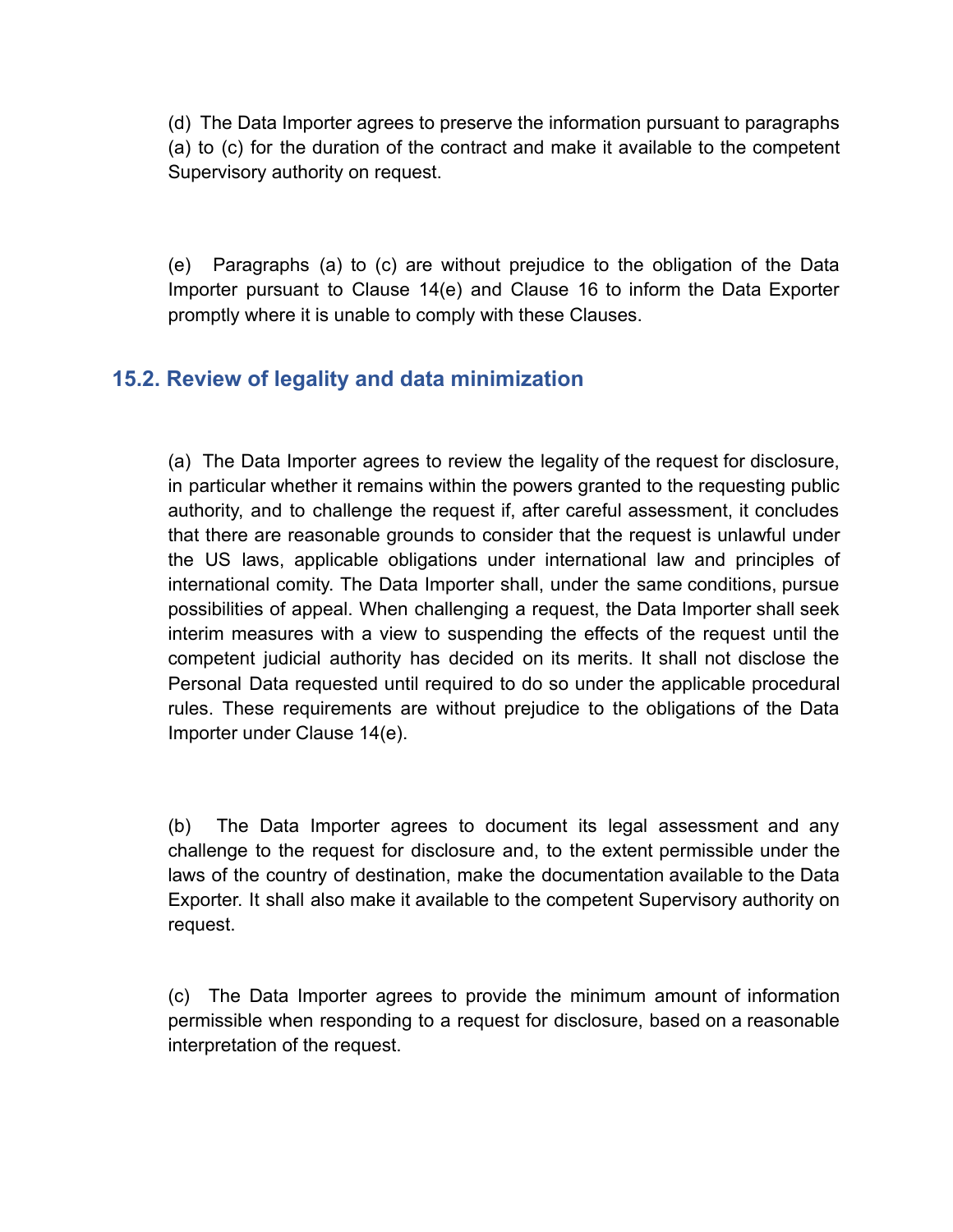(d) The Data Importer agrees to preserve the information pursuant to paragraphs (a) to (c) for the duration of the contract and make it available to the competent Supervisory authority on request.

(e) Paragraphs (a) to (c) are without prejudice to the obligation of the Data Importer pursuant to Clause 14(e) and Clause 16 to inform the Data Exporter promptly where it is unable to comply with these Clauses.

### 15.2. Review of legality and data minimization

(a) The Data Importer agrees to review the legality of the request for disclosure, in particular whether it remains within the powers granted to the requesting public authority, and to challenge the request if, after careful assessment, it concludes that there are reasonable grounds to consider that the request is unlawful under the US laws, applicable obligations under international law and principles of international comity. The Data Importer shall, under the same conditions, pursue possibilities of appeal. When challenging a request, the Data Importer shall seek interim measures with a view to suspending the effects of the request until the competent judicial authority has decided on its merits. It shall not disclose the Personal Data requested until required to do so under the applicable procedural rules. These requirements are without prejudice to the obligations of the Data Importer under Clause 14(e).

(b) The Data Importer agrees to document its legal assessment and any challenge to the request for disclosure and, to the extent permissible under the laws of the country of destination, make the documentation available to the Data Exporter. It shall also make it available to the competent Supervisory authority on request.

(c) The Data Importer agrees to provide the minimum amount of information permissible when responding to a request for disclosure, based on a reasonable interpretation of the request.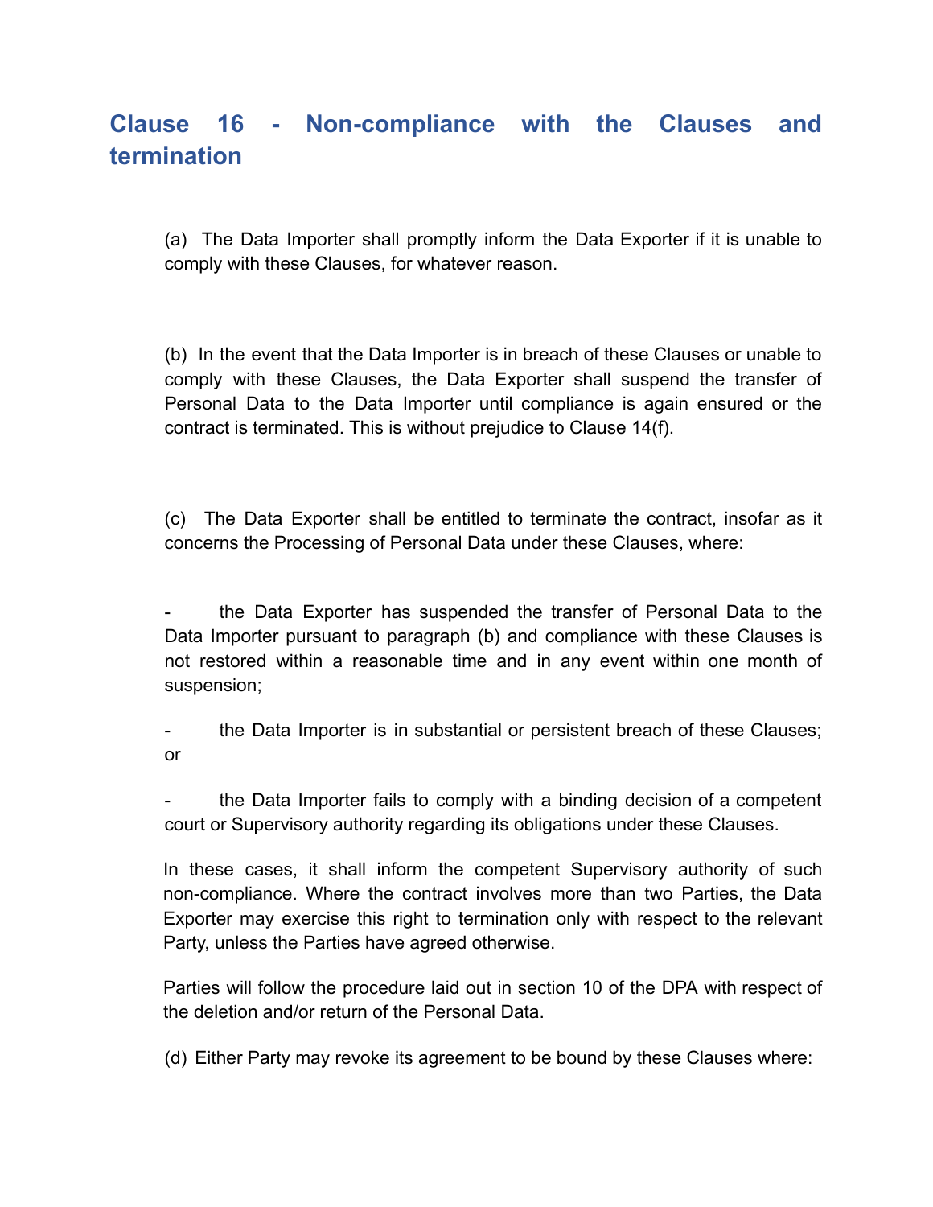## Clause 16 - Non-compliance with the Clauses and termination

(a) The Data Importer shall promptly inform the Data Exporter if it is unable to comply with these Clauses, for whatever reason.

(b) In the event that the Data Importer is in breach of these Clauses or unable to comply with these Clauses, the Data Exporter shall suspend the transfer of Personal Data to the Data Importer until compliance is again ensured or the contract is terminated. This is without prejudice to Clause 14(f).

(c) The Data Exporter shall be entitled to terminate the contract, insofar as it concerns the Processing of Personal Data under these Clauses, where:

- the Data Exporter has suspended the transfer of Personal Data to the Data Importer pursuant to paragraph (b) and compliance with these Clauses is not restored within a reasonable time and in any event within one month of suspension;
- the Data Importer is in substantial or persistent breach of these Clauses; or
- the Data Importer fails to comply with a binding decision of a competent court or Supervisory authority regarding its obligations under these Clauses.

In these cases, it shall inform the competent Supervisory authority of such non-compliance. Where the contract involves more than two Parties, the Data Exporter may exercise this right to termination only with respect to the relevant Party, unless the Parties have agreed otherwise.

Parties will follow the procedure laid out in section 10 of the DPA with respect of the deletion and/or return of the Personal Data.

(d) Either Party may revoke its agreement to be bound by these Clauses where: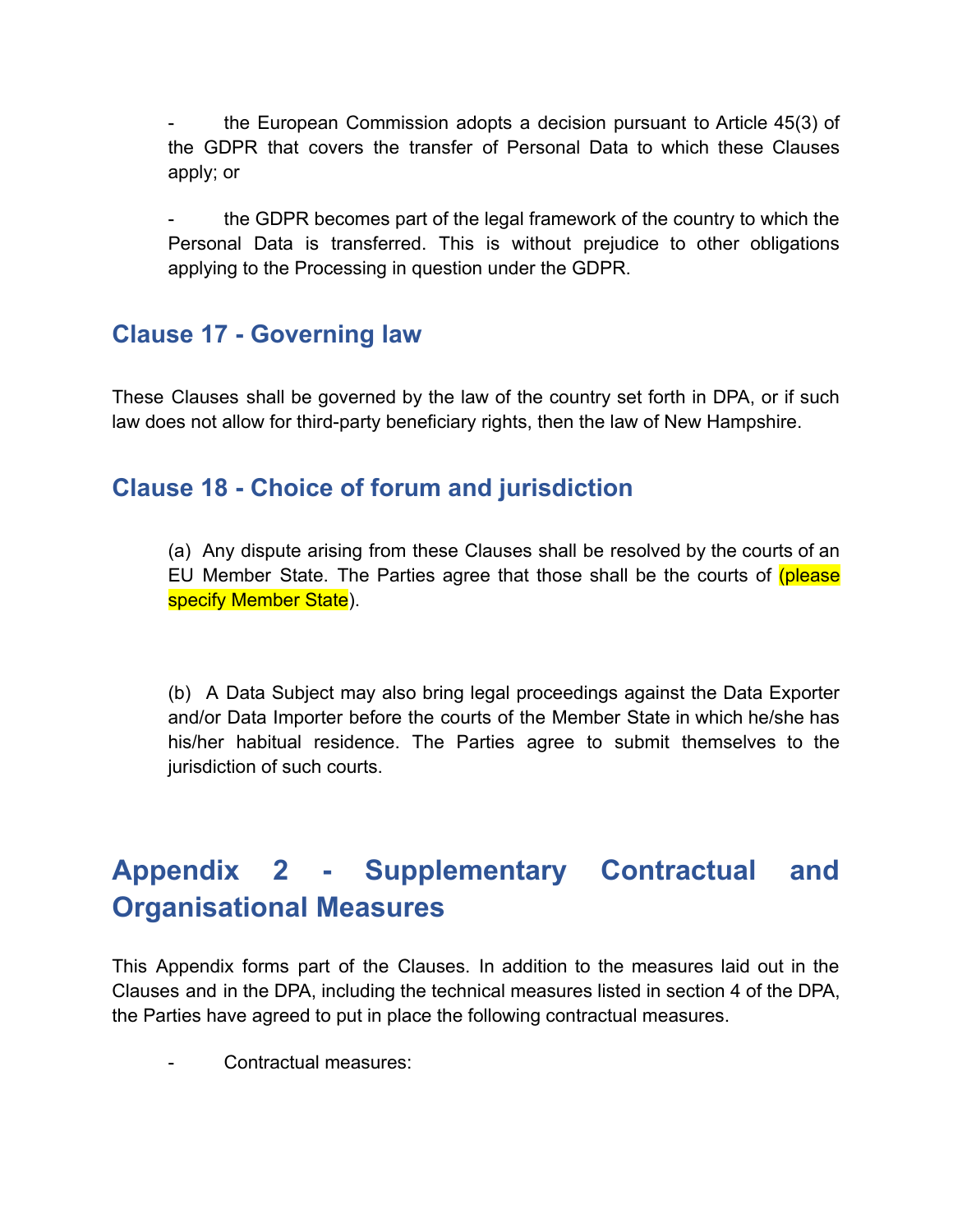- the European Commission adopts a decision pursuant to Article 45(3) of the GDPR that covers the transfer of Personal Data to which these Clauses apply; or

- the GDPR becomes part of the legal framework of the country to which the Personal Data is transferred. This is without prejudice to other obligations applying to the Processing in question under the GDPR.

### Clause 17 - Governing law

These Clauses shall be governed by the law of the country set forth in DPA, or if such law does not allow for third-party beneficiary rights, then the law of New Hampshire.

### Clause 18 - Choice of forum and jurisdiction

(a) Any dispute arising from these Clauses shall be resolved by the courts of an EU Member State. The Parties agree that those shall be the courts of (please specify Member State).

(b) A Data Subject may also bring legal proceedings against the Data Exporter and/or Data Importer before the courts of the Member State in which he/she has his/her habitual residence. The Parties agree to submit themselves to the jurisdiction of such courts.

## Appendix 2 - Supplementary Contractual and Organisational Measures

This Appendix forms part of the Clauses. In addition to the measures laid out in the Clauses and in the DPA, including the technical measures listed in section 4 of the DPA, the Parties have agreed to put in place the following contractual measures.

- Contractual measures: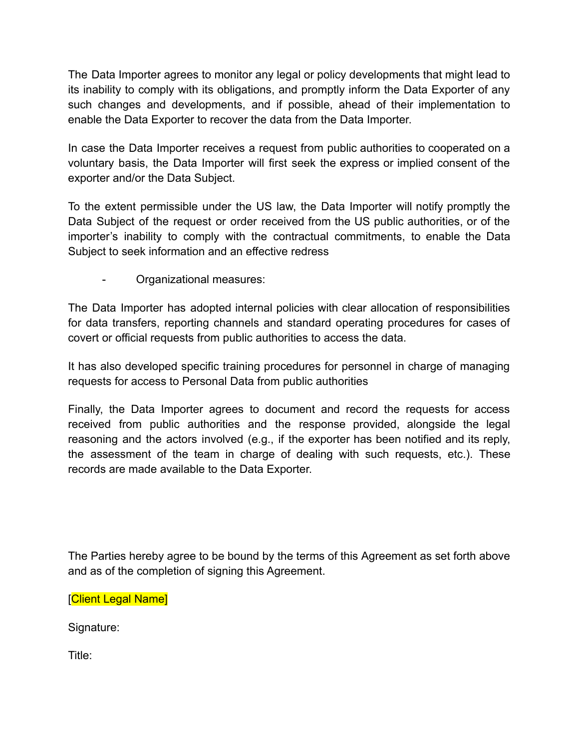The Data Importer agrees to monitor any legal or policy developments that might lead to its inability to comply with its obligations, and promptly inform the Data Exporter of any such changes and developments, and if possible, ahead of their implementation to enable the Data Exporter to recover the data from the Data Importer.

In case the Data Importer receives a request from public authorities to cooperated on a voluntary basis, the Data Importer will first seek the express or implied consent of the exporter and/or the Data Subject.

To the extent permissible under the US law, the Data Importer will notify promptly the Data Subject of the request or order received from the US public authorities, or of the importer's inability to comply with the contractual commitments, to enable the Data Subject to seek information and an effective redress

- Organizational measures:

The Data Importer has adopted internal policies with clear allocation of responsibilities for data transfers, reporting channels and standard operating procedures for cases of covert or official requests from public authorities to access the data.

It has also developed specific training procedures for personnel in charge of managing requests for access to Personal Data from public authorities

Finally, the Data Importer agrees to document and record the requests for access received from public authorities and the response provided, alongside the legal reasoning and the actors involved (e.g., if the exporter has been notified and its reply, the assessment of the team in charge of dealing with such requests, etc.). These records are made available to the Data Exporter.

The Parties hereby agree to be bound by the terms of this Agreement as set forth above and as of the completion of signing this Agreement.

[Client Legal Name]

Signature:

Title: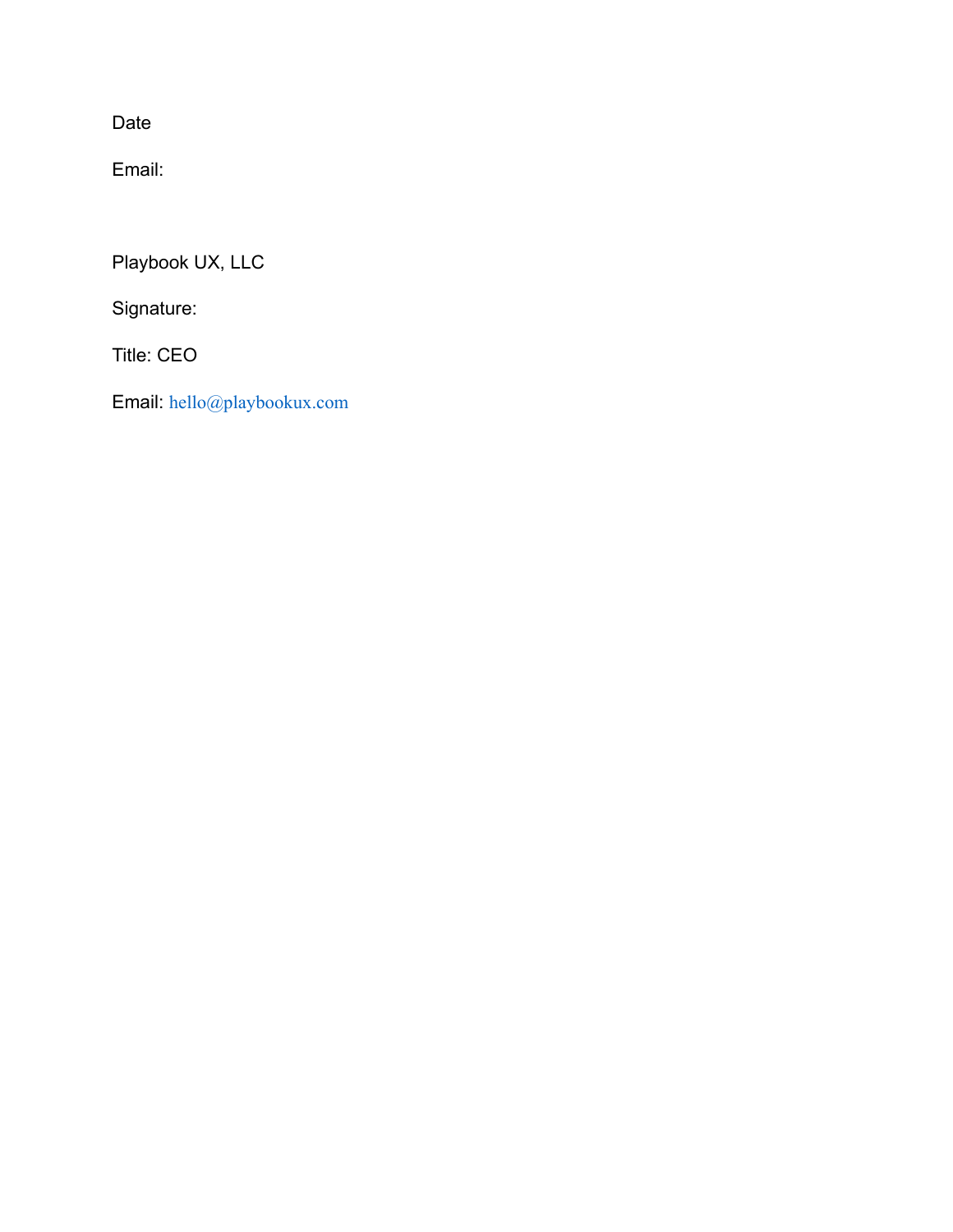Date

Email:

Playbook UX, LLC

Signature:

Title: CEO

Email: hello@playbookux.com